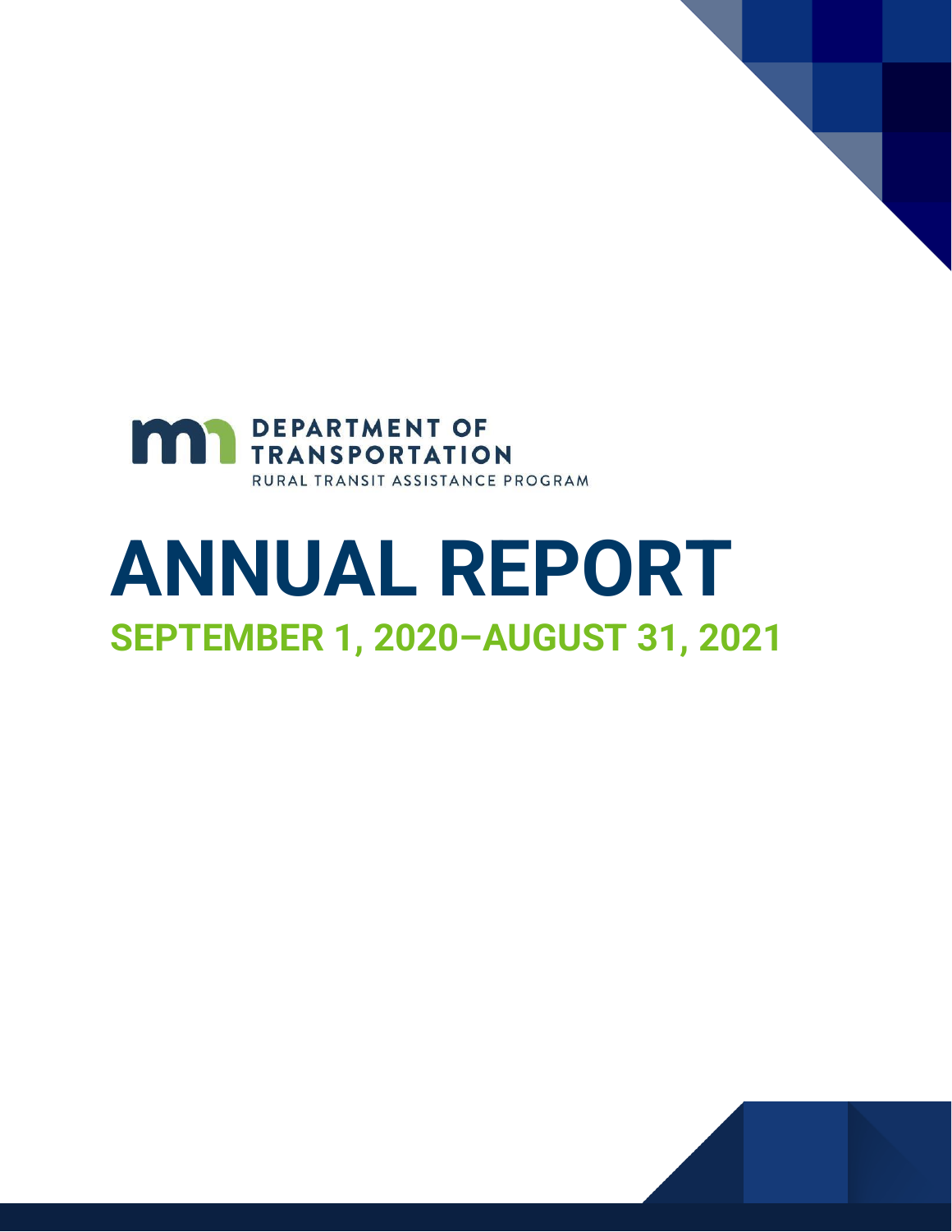DEPARTMENT OF TRANSPORTATION

RURAL TRANSIT ASSISTANCE PROGRAM

# ANNUAL REPORT

## SEPTEMBER 1, 2020–AUGUST 31, 2021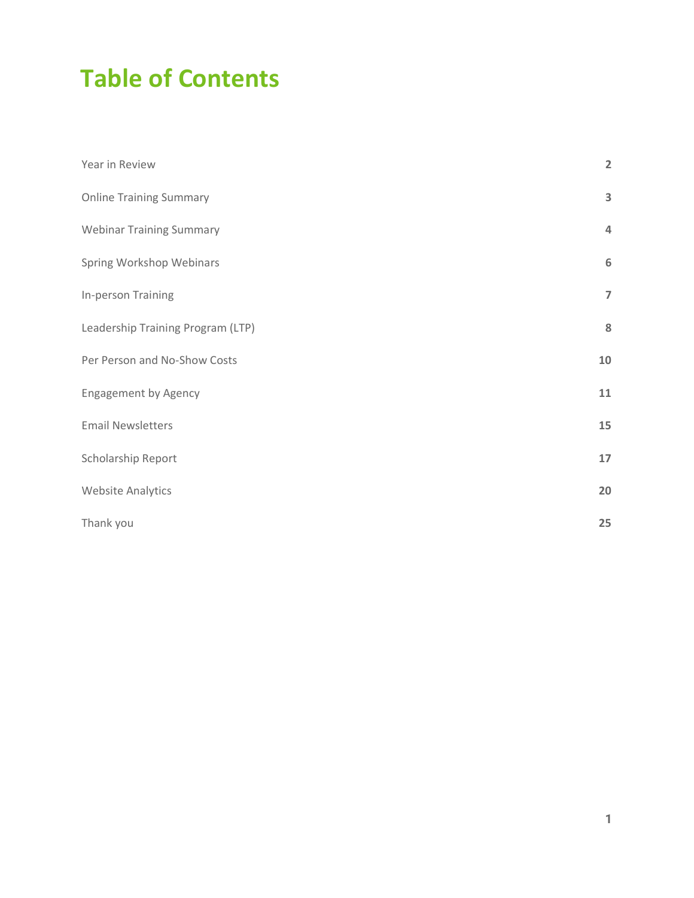# Table of Contents

| | |
|---|---|
| Year in Review | 2 |
| Online Training Summary | 3 |
| Webinar Training Summary | 4 |
| Spring Workshop Webinars | 6 |
| In-person Training | 7 |
| Leadership Training Program (LTP) | 8 |
| Per Person and No-Show Costs | 10 |
| Engagement by Agency | 11 |
| Email Newsletters | 15 |
| Scholarship Report | 17 |
| Website Analytics | 20 |
| Thank you | 25 |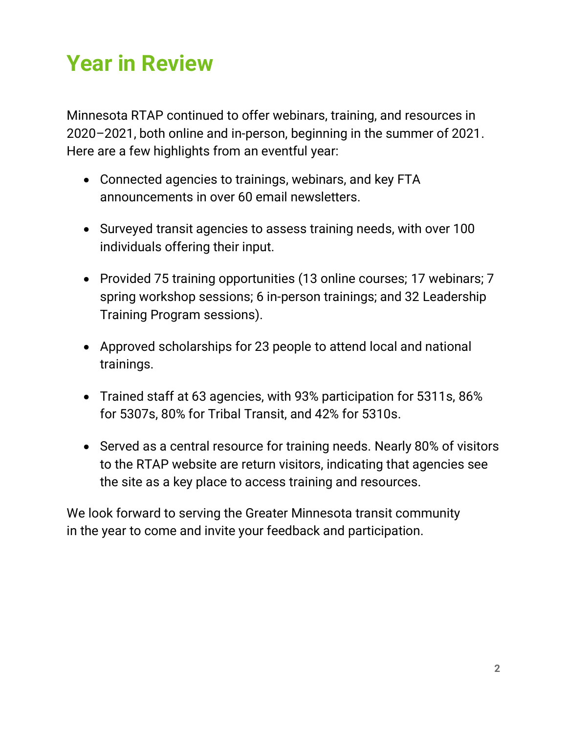# Year in Review

Minnesota RTAP continued to offer webinars, training, and resources in 2020–2021, both online and in-person, beginning in the summer of 2021. Here are a few highlights from an eventful year:

- Connected agencies to trainings, webinars, and key FTA announcements in over 60 email newsletters.
- Surveyed transit agencies to assess training needs, with over 100 individuals offering their input.
- Provided 75 training opportunities (13 online courses; 17 webinars; 7 spring workshop sessions; 6 in-person trainings; and 32 Leadership Training Program sessions).
- Approved scholarships for 23 people to attend local and national trainings.
- Trained staff at 63 agencies, with 93% participation for 5311s, 86% for 5307s, 80% for Tribal Transit, and 42% for 5310s.
- Served as a central resource for training needs. Nearly 80% of visitors to the RTAP website are return visitors, indicating that agencies see the site as a key place to access training and resources.

We look forward to serving the Greater Minnesota transit community in the year to come and invite your feedback and participation.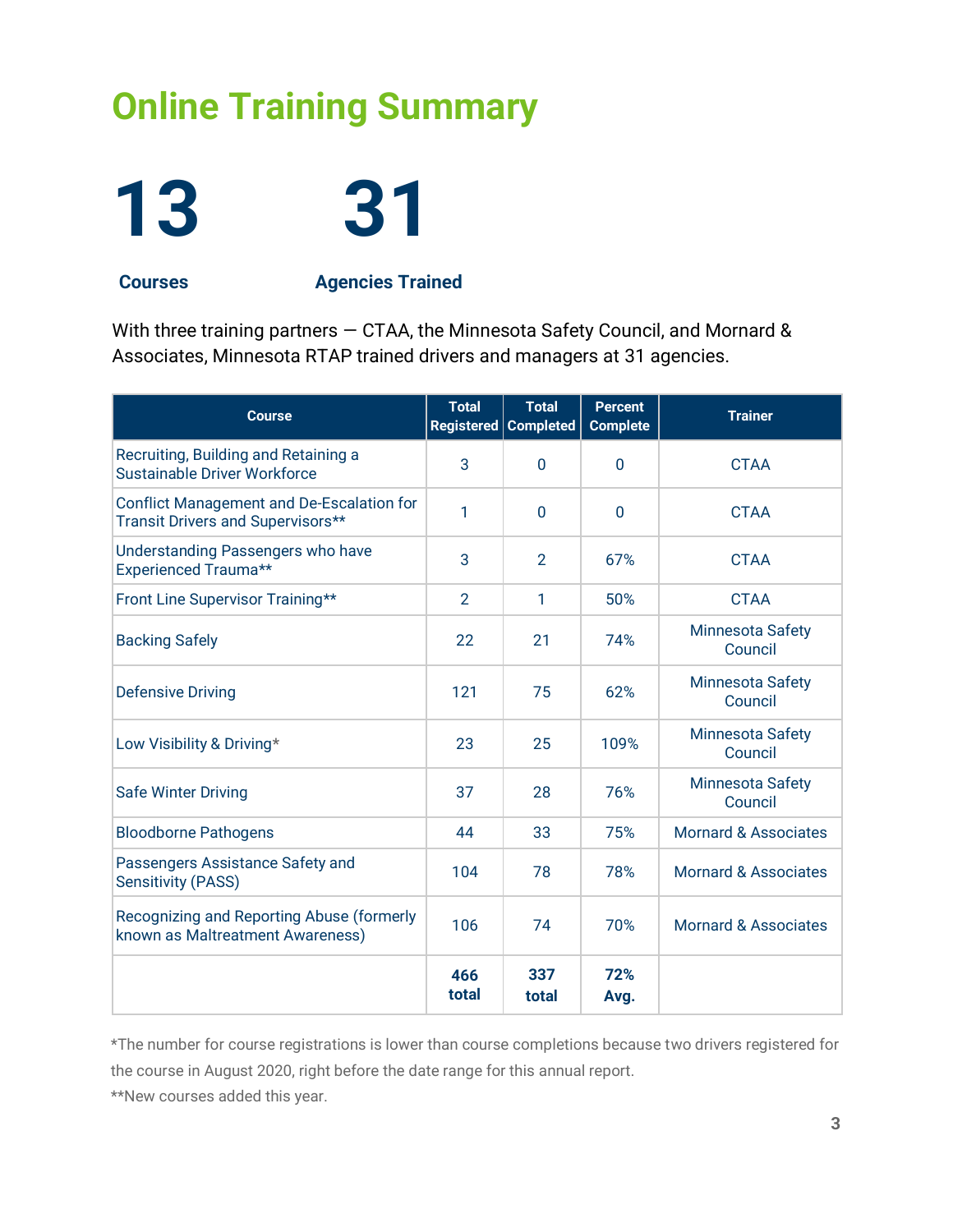# Online Training Summary

**13**

**Courses**

**31**

**Agencies Trained**

With three training partners — CTAA, the Minnesota Safety Council, and Mornard & Associates, Minnesota RTAP trained drivers and managers at 31 agencies.

| Course | Total Registered | Total Completed | Percent Complete | Trainer |
|---|---|---|---|---|
| Recruiting, Building and Retaining a Sustainable Driver Workforce | 3 | 0 | 0 | CTAA |
| Conflict Management and De-Escalation for Transit Drivers and Supervisors** | 1 | 0 | 0 | CTAA |
| Understanding Passengers who have Experienced Trauma** | 3 | 2 | 67% | CTAA |
| Front Line Supervisor Training** | 2 | 1 | 50% | CTAA |
| Backing Safely | 22 | 21 | 74% | Minnesota Safety Council |
| Defensive Driving | 121 | 75 | 62% | Minnesota Safety Council |
| Low Visibility & Driving* | 23 | 25 | 109% | Minnesota Safety Council |
| Safe Winter Driving | 37 | 28 | 76% | Minnesota Safety Council |
| Bloodborne Pathogens | 44 | 33 | 75% | Mornard & Associates |
| Passengers Assistance Safety and Sensitivity (PASS) | 104 | 78 | 78% | Mornard & Associates |
| Recognizing and Reporting Abuse (formerly known as Maltreatment Awareness) | 106 | 74 | 70% | Mornard & Associates |
| | **466 total** | **337 total** | **72% Avg.** | |

*The number for course registrations is lower than course completions because two drivers registered for the course in August 2020, right before the date range for this annual report.

**New courses added this year.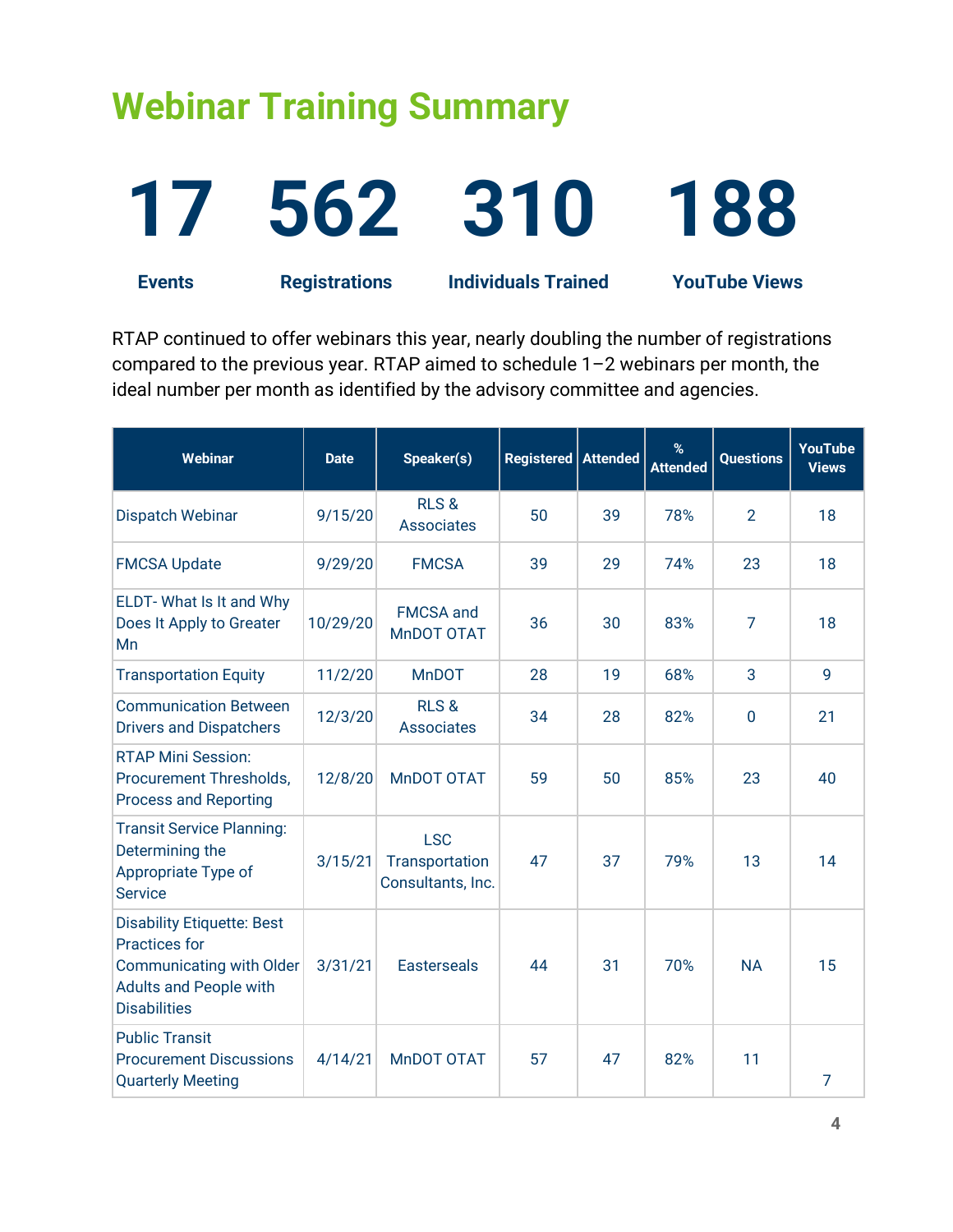# Webinar Training Summary

**17** Events

**562** Registrations

**310** Individuals Trained

**188** YouTube Views

RTAP continued to offer webinars this year, nearly doubling the number of registrations compared to the previous year. RTAP aimed to schedule 1–2 webinars per month, the ideal number per month as identified by the advisory committee and agencies.

| Webinar | Date | Speaker(s) | Registered | Attended | % Attended | Questions | YouTube Views |
|---|---|---|---|---|---|---|---|
| Dispatch Webinar | 9/15/20 | RLS & Associates | 50 | 39 | 78% | 2 | 18 |
| FMCSA Update | 9/29/20 | FMCSA | 39 | 29 | 74% | 23 | 18 |
| ELDT- What Is It and Why Does It Apply to Greater Mn | 10/29/20 | FMCSA and MnDOT OTAT | 36 | 30 | 83% | 7 | 18 |
| Transportation Equity | 11/2/20 | MnDOT | 28 | 19 | 68% | 3 | 9 |
| Communication Between Drivers and Dispatchers | 12/3/20 | RLS & Associates | 34 | 28 | 82% | 0 | 21 |
| RTAP Mini Session: Procurement Thresholds, Process and Reporting | 12/8/20 | MnDOT OTAT | 59 | 50 | 85% | 23 | 40 |
| Transit Service Planning: Determining the Appropriate Type of Service | 3/15/21 | LSC Transportation Consultants, Inc. | 47 | 37 | 79% | 13 | 14 |
| Disability Etiquette: Best Practices for Communicating with Older Adults and People with Disabilities | 3/31/21 | Easterseals | 44 | 31 | 70% | NA | 15 |
| Public Transit Procurement Discussions Quarterly Meeting | 4/14/21 | MnDOT OTAT | 57 | 47 | 82% | 11 | 7 |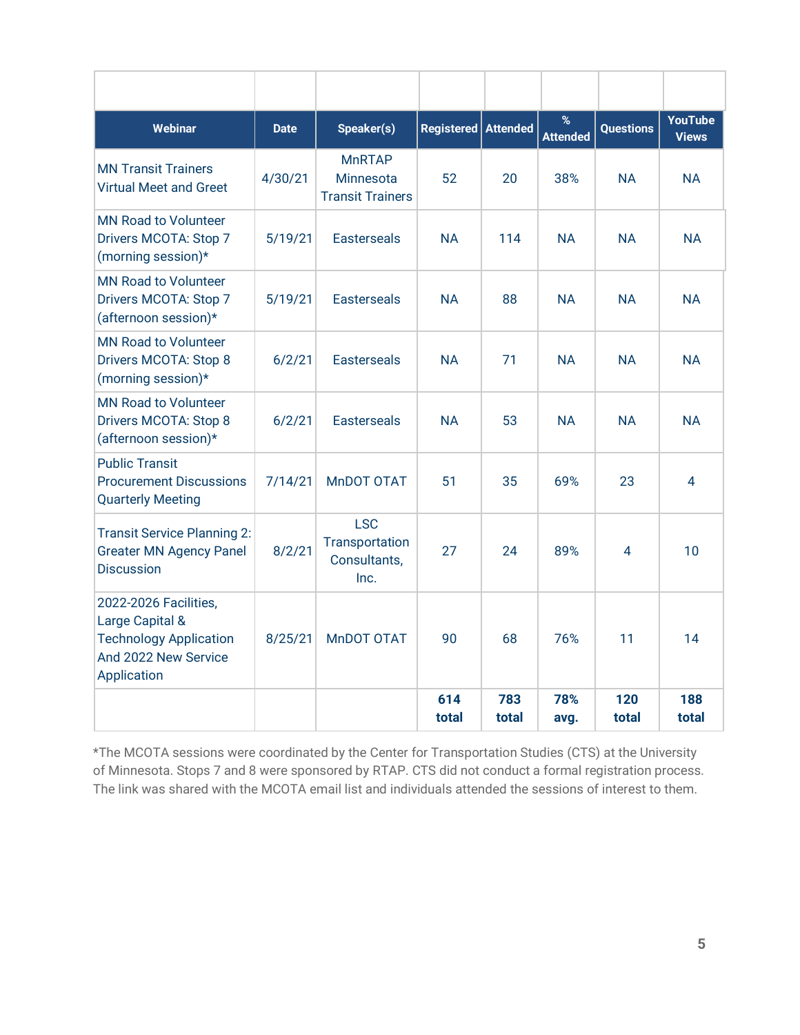| Webinar | Date | Speaker(s) | Registered | Attended | % Attended | Questions | YouTube Views |
|---|---|---|---|---|---|---|---|
| MN Transit Trainers Virtual Meet and Greet | 4/30/21 | MnRTAP Minnesota Transit Trainers | 52 | 20 | 38% | NA | NA |
| MN Road to Volunteer Drivers MCOTA: Stop 7 (morning session)* | 5/19/21 | Easterseals | NA | 114 | NA | NA | NA |
| MN Road to Volunteer Drivers MCOTA: Stop 7 (afternoon session)* | 5/19/21 | Easterseals | NA | 88 | NA | NA | NA |
| MN Road to Volunteer Drivers MCOTA: Stop 8 (morning session)* | 6/2/21 | Easterseals | NA | 71 | NA | NA | NA |
| MN Road to Volunteer Drivers MCOTA: Stop 8 (afternoon session)* | 6/2/21 | Easterseals | NA | 53 | NA | NA | NA |
| Public Transit Procurement Discussions Quarterly Meeting | 7/14/21 | MnDOT OTAT | 51 | 35 | 69% | 23 | 4 |
| Transit Service Planning 2: Greater MN Agency Panel Discussion | 8/2/21 | LSC Transportation Consultants, Inc. | 27 | 24 | 89% | 4 | 10 |
| 2022-2026 Facilities, Large Capital & Technology Application And 2022 New Service Application | 8/25/21 | MnDOT OTAT | 90 | 68 | 76% | 11 | 14 |
| | | | **614 total** | **783 total** | **78% avg.** | **120 total** | **188 total** |

*The MCOTA sessions were coordinated by the Center for Transportation Studies (CTS) at the University of Minnesota. Stops 7 and 8 were sponsored by RTAP. CTS did not conduct a formal registration process. The link was shared with the MCOTA email list and individuals attended the sessions of interest to them.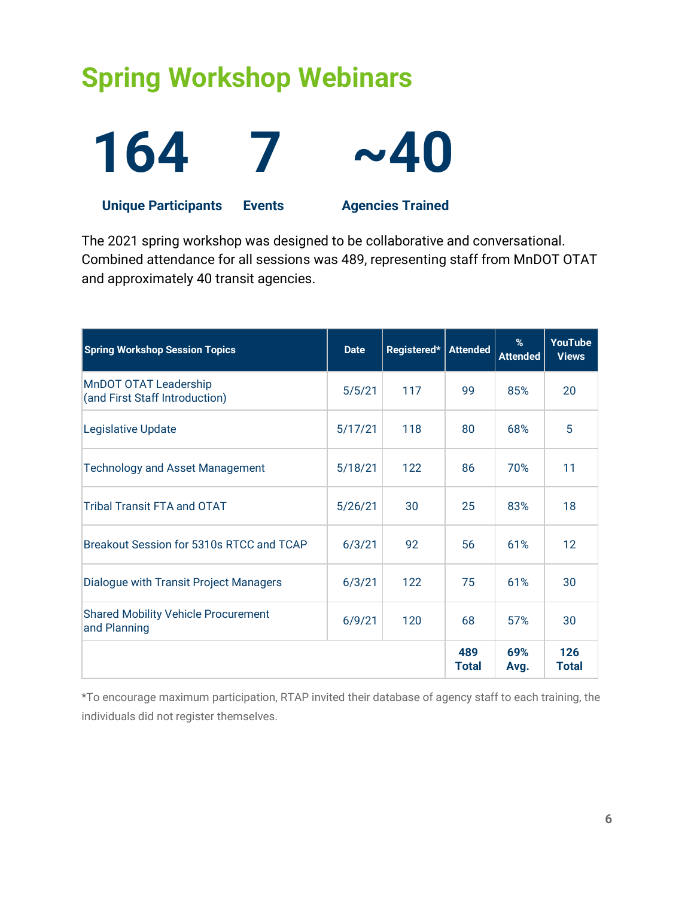# Spring Workshop Webinars

**164** Unique Participants

**7** Events

**~40** Agencies Trained

The 2021 spring workshop was designed to be collaborative and conversational. Combined attendance for all sessions was 489, representing staff from MnDOT OTAT and approximately 40 transit agencies.

| Spring Workshop Session Topics | Date | Registered* | Attended | % Attended | YouTube Views |
|---|---|---|---|---|---|
| MnDOT OTAT Leadership (and First Staff Introduction) | 5/5/21 | 117 | 99 | 85% | 20 |
| Legislative Update | 5/17/21 | 118 | 80 | 68% | 5 |
| Technology and Asset Management | 5/18/21 | 122 | 86 | 70% | 11 |
| Tribal Transit FTA and OTAT | 5/26/21 | 30 | 25 | 83% | 18 |
| Breakout Session for 5310s RTCC and TCAP | 6/3/21 | 92 | 56 | 61% | 12 |
| Dialogue with Transit Project Managers | 6/3/21 | 122 | 75 | 61% | 30 |
| Shared Mobility Vehicle Procurement and Planning | 6/9/21 | 120 | 68 | 57% | 30 |
| | | | **489 Total** | **69% Avg.** | **126 Total** |

*To encourage maximum participation, RTAP invited their database of agency staff to each training, the individuals did not register themselves.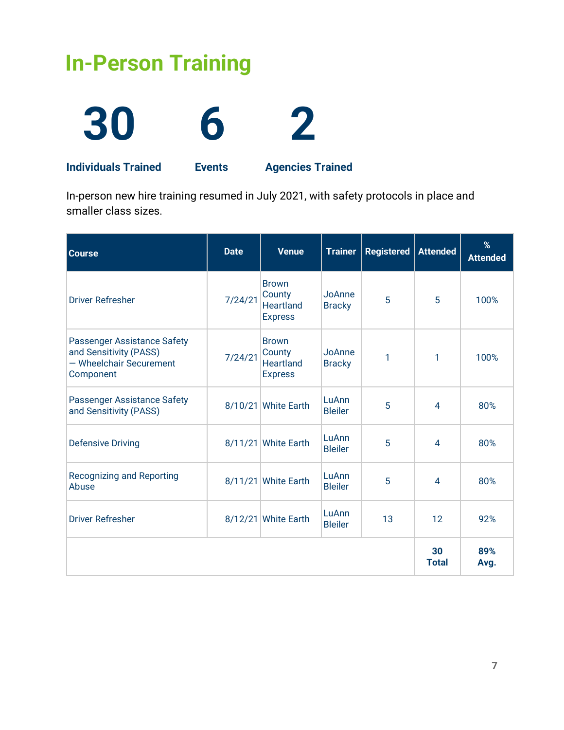# In-Person Training

**30** Individuals Trained

**6** Events

**2** Agencies Trained

In-person new hire training resumed in July 2021, with safety protocols in place and smaller class sizes.

| Course | Date | Venue | Trainer | Registered | Attended | % Attended |
|---|---|---|---|---|---|---|
| Driver Refresher | 7/24/21 | Brown County Heartland Express | JoAnne Bracky | 5 | 5 | 100% |
| Passenger Assistance Safety and Sensitivity (PASS) — Wheelchair Securement Component | 7/24/21 | Brown County Heartland Express | JoAnne Bracky | 1 | 1 | 100% |
| Passenger Assistance Safety and Sensitivity (PASS) | 8/10/21 | White Earth | LuAnn Bleiler | 5 | 4 | 80% |
| Defensive Driving | 8/11/21 | White Earth | LuAnn Bleiler | 5 | 4 | 80% |
| Recognizing and Reporting Abuse | 8/11/21 | White Earth | LuAnn Bleiler | 5 | 4 | 80% |
| Driver Refresher | 8/12/21 | White Earth | LuAnn Bleiler | 13 | 12 | 92% |
| | | | | | **30 Total** | **89% Avg.** |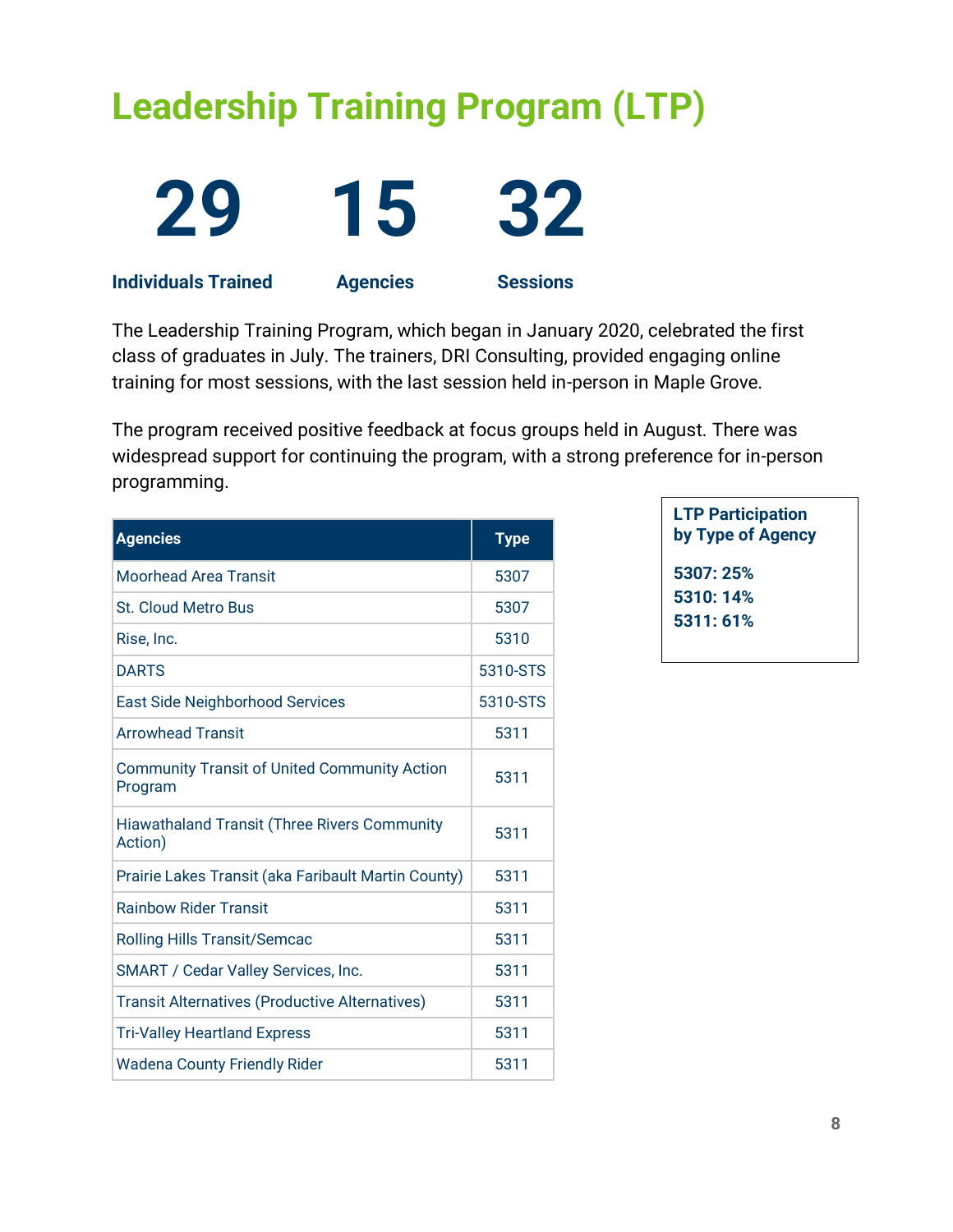# Leadership Training Program (LTP)

**29**
**Individuals Trained**

**15**
**Agencies**

**32**
**Sessions**

The Leadership Training Program, which began in January 2020, celebrated the first class of graduates in July. The trainers, DRI Consulting, provided engaging online training for most sessions, with the last session held in-person in Maple Grove.

The program received positive feedback at focus groups held in August. There was widespread support for continuing the program, with a strong preference for in-person programming.

| Agencies | Type |
| --- | --- |
| Moorhead Area Transit | 5307 |
| St. Cloud Metro Bus | 5307 |
| Rise, Inc. | 5310 |
| DARTS | 5310-STS |
| East Side Neighborhood Services | 5310-STS |
| Arrowhead Transit | 5311 |
| Community Transit of United Community Action Program | 5311 |
| Hiawathaland Transit (Three Rivers Community Action) | 5311 |
| Prairie Lakes Transit (aka Faribault Martin County) | 5311 |
| Rainbow Rider Transit | 5311 |
| Rolling Hills Transit/Semcac | 5311 |
| SMART / Cedar Valley Services, Inc. | 5311 |
| Transit Alternatives (Productive Alternatives) | 5311 |
| Tri-Valley Heartland Express | 5311 |
| Wadena County Friendly Rider | 5311 |

**LTP Participation by Type of Agency**

**5307: 25%**
**5310: 14%**
**5311: 61%**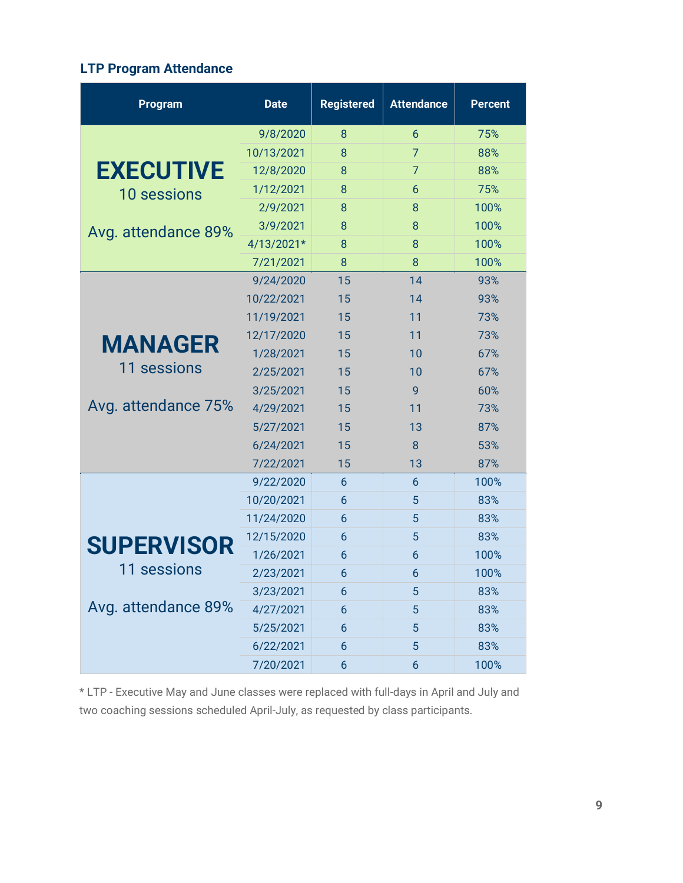### LTP Program Attendance

| Program | Date | Registered | Attendance | Percent |
|---|---|---|---|---|
| **EXECUTIVE** 10 sessions Avg. attendance 89% | 9/8/2020 | 8 | 6 | 75% |
| | 10/13/2021 | 8 | 7 | 88% |
| | 12/8/2020 | 8 | 7 | 88% |
| | 1/12/2021 | 8 | 6 | 75% |
| | 2/9/2021 | 8 | 8 | 100% |
| | 3/9/2021 | 8 | 8 | 100% |
| | 4/13/2021* | 8 | 8 | 100% |
| | 7/21/2021 | 8 | 8 | 100% |
| **MANAGER** 11 sessions Avg. attendance 75% | 9/24/2020 | 15 | 14 | 93% |
| | 10/22/2021 | 15 | 14 | 93% |
| | 11/19/2021 | 15 | 11 | 73% |
| | 12/17/2020 | 15 | 11 | 73% |
| | 1/28/2021 | 15 | 10 | 67% |
| | 2/25/2021 | 15 | 10 | 67% |
| | 3/25/2021 | 15 | 9 | 60% |
| | 4/29/2021 | 15 | 11 | 73% |
| | 5/27/2021 | 15 | 13 | 87% |
| | 6/24/2021 | 15 | 8 | 53% |
| | 7/22/2021 | 15 | 13 | 87% |
| **SUPERVISOR** 11 sessions Avg. attendance 89% | 9/22/2020 | 6 | 6 | 100% |
| | 10/20/2021 | 6 | 5 | 83% |
| | 11/24/2020 | 6 | 5 | 83% |
| | 12/15/2020 | 6 | 5 | 83% |
| | 1/26/2021 | 6 | 6 | 100% |
| | 2/23/2021 | 6 | 6 | 100% |
| | 3/23/2021 | 6 | 5 | 83% |
| | 4/27/2021 | 6 | 5 | 83% |
| | 5/25/2021 | 6 | 5 | 83% |
| | 6/22/2021 | 6 | 5 | 83% |
| | 7/20/2021 | 6 | 6 | 100% |

* LTP - Executive May and June classes were replaced with full-days in April and July and two coaching sessions scheduled April-July, as requested by class participants.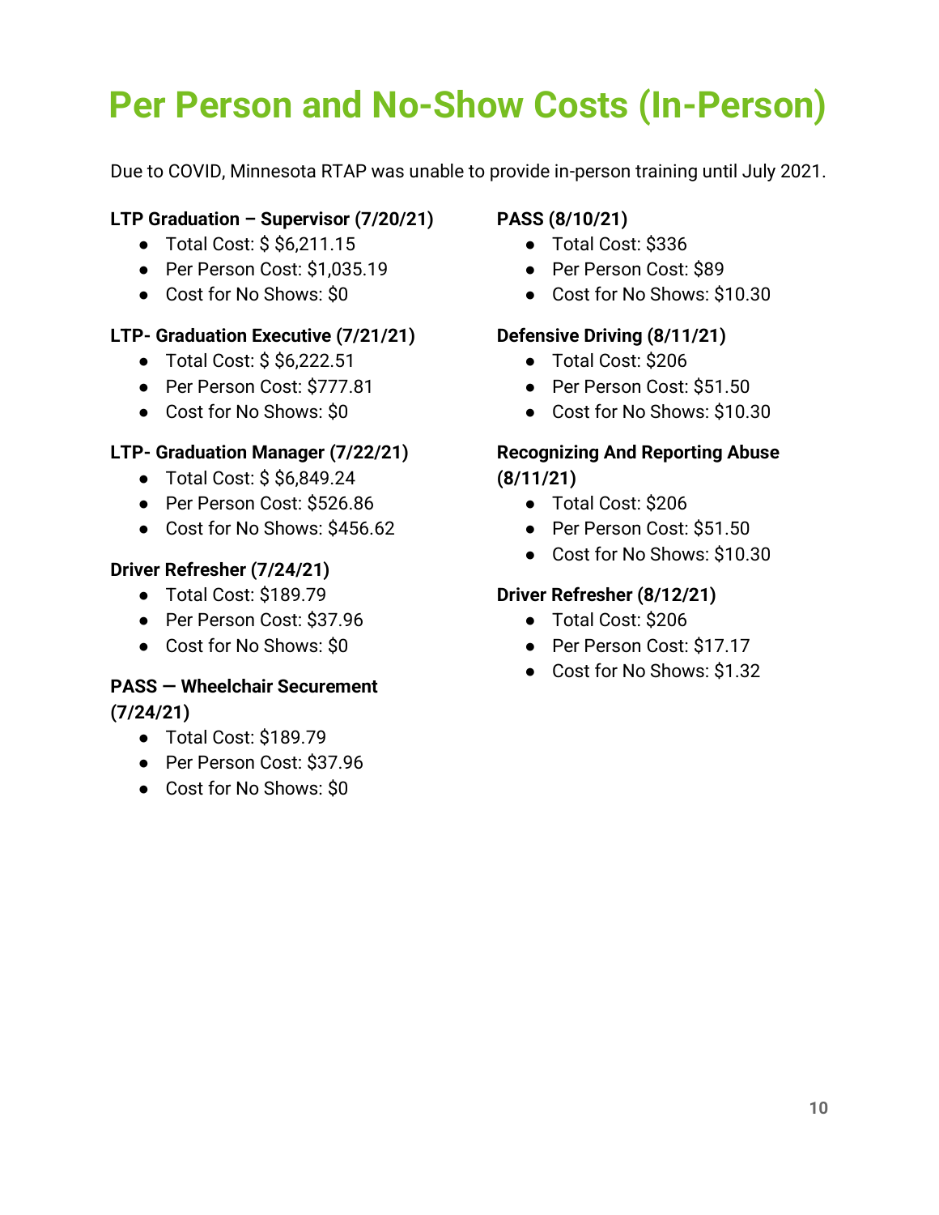# Per Person and No-Show Costs (In-Person)

Due to COVID, Minnesota RTAP was unable to provide in-person training until July 2021.

**LTP Graduation – Supervisor (7/20/21)**

- Total Cost: $ $6,211.15
- Per Person Cost: $1,035.19
- Cost for No Shows: $0

**LTP- Graduation Executive (7/21/21)**

- Total Cost: $ $6,222.51
- Per Person Cost: $777.81
- Cost for No Shows: $0

**LTP- Graduation Manager (7/22/21)**

- Total Cost: $ $6,849.24
- Per Person Cost: $526.86
- Cost for No Shows: $456.62

**Driver Refresher (7/24/21)**

- Total Cost: $189.79
- Per Person Cost: $37.96
- Cost for No Shows: $0

**PASS — Wheelchair Securement (7/24/21)**

- Total Cost: $189.79
- Per Person Cost: $37.96
- Cost for No Shows: $0

**PASS (8/10/21)**

- Total Cost: $336
- Per Person Cost: $89
- Cost for No Shows: $10.30

**Defensive Driving (8/11/21)**

- Total Cost: $206
- Per Person Cost: $51.50
- Cost for No Shows: $10.30

**Recognizing And Reporting Abuse (8/11/21)**

- Total Cost: $206
- Per Person Cost: $51.50
- Cost for No Shows: $10.30

**Driver Refresher (8/12/21)**

- Total Cost: $206
- Per Person Cost: $17.17
- Cost for No Shows: $1.32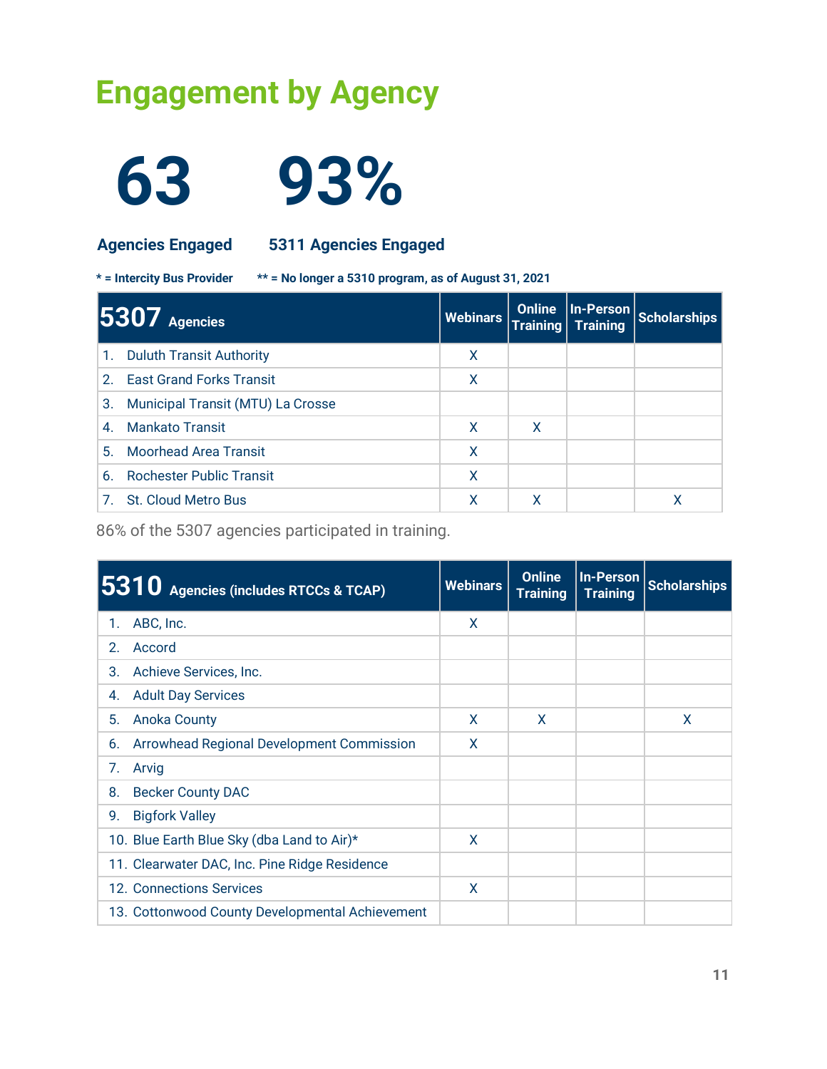# Engagement by Agency

**63**

**Agencies Engaged**

**93%**

**5311 Agencies Engaged**

**\* = Intercity Bus Provider** **\*\* = No longer a 5310 program, as of August 31, 2021**

| 5307 Agencies | Webinars | Online Training | In-Person Training | Scholarships |
|---|---|---|---|---|
| 1. Duluth Transit Authority | X | | | |
| 2. East Grand Forks Transit | X | | | |
| 3. Municipal Transit (MTU) La Crosse | | | | |
| 4. Mankato Transit | X | X | | |
| 5. Moorhead Area Transit | X | | | |
| 6. Rochester Public Transit | X | | | |
| 7. St. Cloud Metro Bus | X | X | | X |

86% of the 5307 agencies participated in training.

| 5310 Agencies (includes RTCCs & TCAP) | Webinars | Online Training | In-Person Training | Scholarships |
|---|---|---|---|---|
| 1. ABC, Inc. | X | | | |
| 2. Accord | | | | |
| 3. Achieve Services, Inc. | | | | |
| 4. Adult Day Services | | | | |
| 5. Anoka County | X | X | | X |
| 6. Arrowhead Regional Development Commission | X | | | |
| 7. Arvig | | | | |
| 8. Becker County DAC | | | | |
| 9. Bigfork Valley | | | | |
| 10. Blue Earth Blue Sky (dba Land to Air)* | X | | | |
| 11. Clearwater DAC, Inc. Pine Ridge Residence | | | | |
| 12. Connections Services | X | | | |
| 13. Cottonwood County Developmental Achievement | | | | |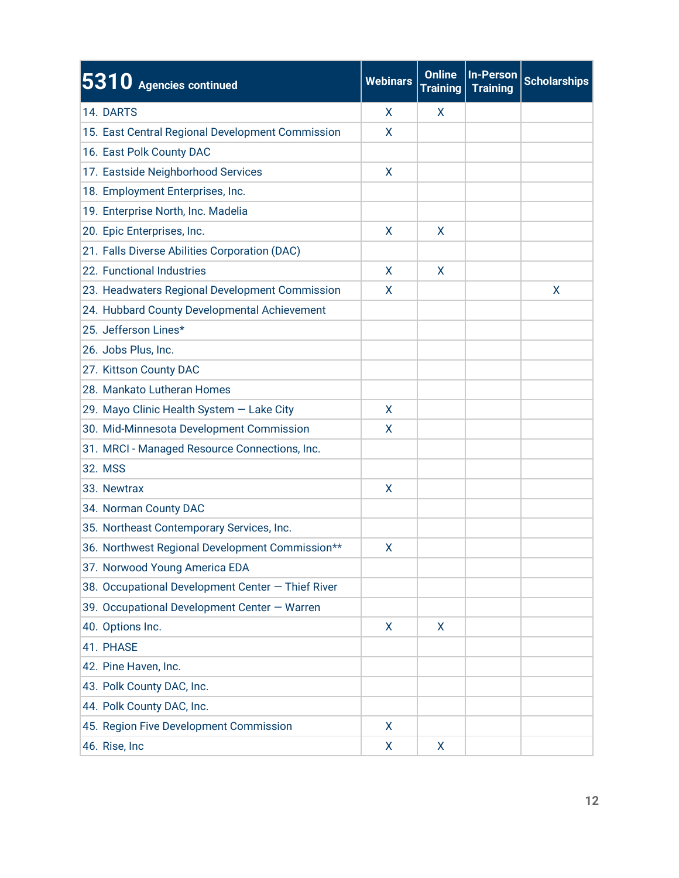| 5310 Agencies continued | Webinars | Online Training | In-Person Training | Scholarships |
|---|---|---|---|---|
| 14. DARTS | X | X | | |
| 15. East Central Regional Development Commission | X | | | |
| 16. East Polk County DAC | | | | |
| 17. Eastside Neighborhood Services | X | | | |
| 18. Employment Enterprises, Inc. | | | | |
| 19. Enterprise North, Inc. Madelia | | | | |
| 20. Epic Enterprises, Inc. | X | X | | |
| 21. Falls Diverse Abilities Corporation (DAC) | | | | |
| 22. Functional Industries | X | X | | |
| 23. Headwaters Regional Development Commission | X | | | X |
| 24. Hubbard County Developmental Achievement | | | | |
| 25. Jefferson Lines* | | | | |
| 26. Jobs Plus, Inc. | | | | |
| 27. Kittson County DAC | | | | |
| 28. Mankato Lutheran Homes | | | | |
| 29. Mayo Clinic Health System — Lake City | X | | | |
| 30. Mid-Minnesota Development Commission | X | | | |
| 31. MRCI - Managed Resource Connections, Inc. | | | | |
| 32. MSS | | | | |
| 33. Newtrax | X | | | |
| 34. Norman County DAC | | | | |
| 35. Northeast Contemporary Services, Inc. | | | | |
| 36. Northwest Regional Development Commission** | X | | | |
| 37. Norwood Young America EDA | | | | |
| 38. Occupational Development Center — Thief River | | | | |
| 39. Occupational Development Center — Warren | | | | |
| 40. Options Inc. | X | X | | |
| 41. PHASE | | | | |
| 42. Pine Haven, Inc. | | | | |
| 43. Polk County DAC, Inc. | | | | |
| 44. Polk County DAC, Inc. | | | | |
| 45. Region Five Development Commission | X | | | |
| 46. Rise, Inc | X | X | | |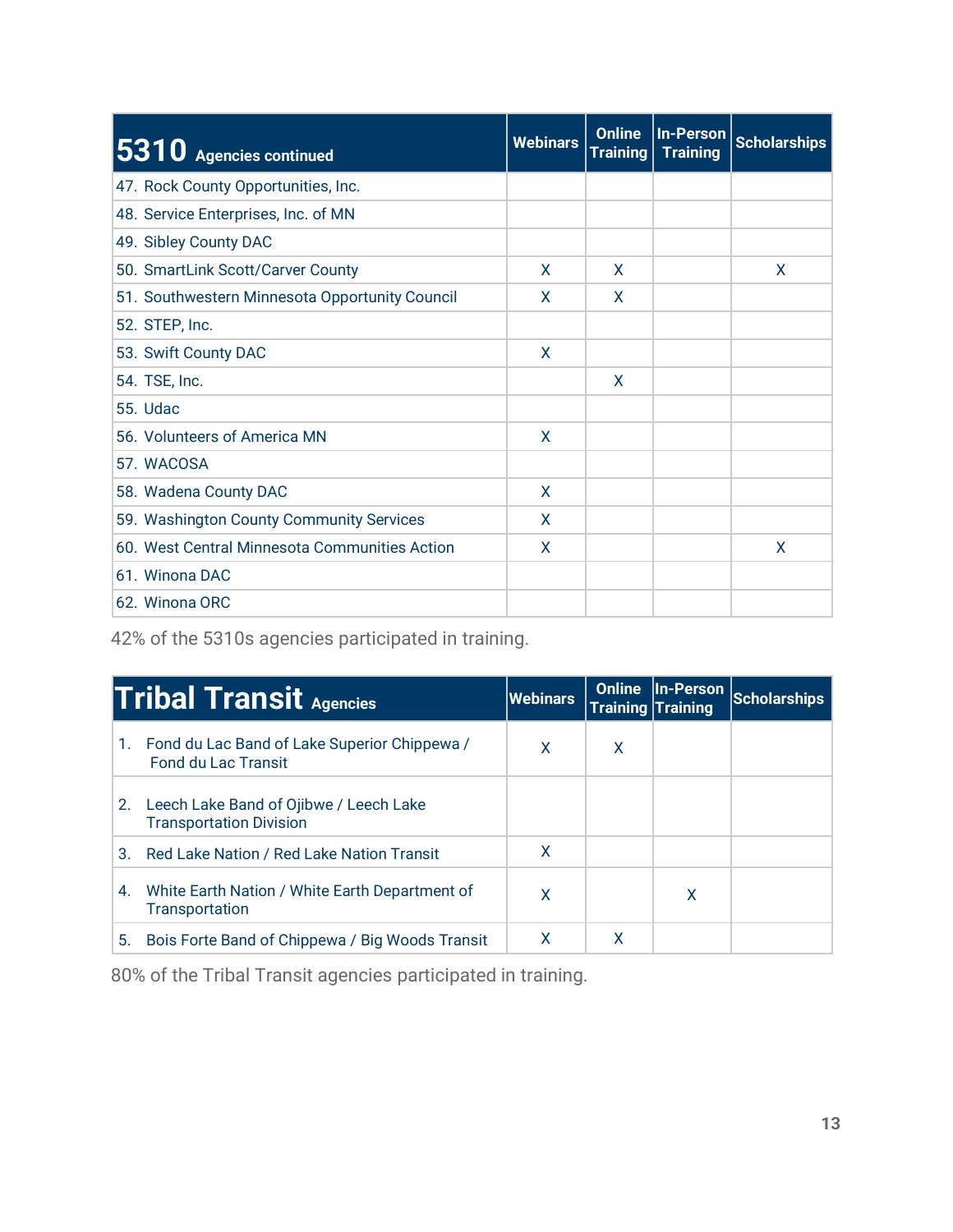| 5310 Agencies continued | Webinars | Online Training | In-Person Training | Scholarships |
|---|---|---|---|---|
| 47. Rock County Opportunities, Inc. | | | | |
| 48. Service Enterprises, Inc. of MN | | | | |
| 49. Sibley County DAC | | | | |
| 50. SmartLink Scott/Carver County | X | X | | X |
| 51. Southwestern Minnesota Opportunity Council | X | X | | |
| 52. STEP, Inc. | | | | |
| 53. Swift County DAC | X | | | |
| 54. TSE, Inc. | | X | | |
| 55. Udac | | | | |
| 56. Volunteers of America MN | X | | | |
| 57. WACOSA | | | | |
| 58. Wadena County DAC | X | | | |
| 59. Washington County Community Services | X | | | |
| 60. West Central Minnesota Communities Action | X | | | X |
| 61. Winona DAC | | | | |
| 62. Winona ORC | | | | |

42% of the 5310s agencies participated in training.

| Tribal Transit Agencies | Webinars | Online Training | In-Person Training | Scholarships |
|---|---|---|---|---|
| 1. Fond du Lac Band of Lake Superior Chippewa / Fond du Lac Transit | X | X | | |
| 2. Leech Lake Band of Ojibwe / Leech Lake Transportation Division | | | | |
| 3. Red Lake Nation / Red Lake Nation Transit | X | | | |
| 4. White Earth Nation / White Earth Department of Transportation | X | | X | |
| 5. Bois Forte Band of Chippewa / Big Woods Transit | X | X | | |

80% of the Tribal Transit agencies participated in training.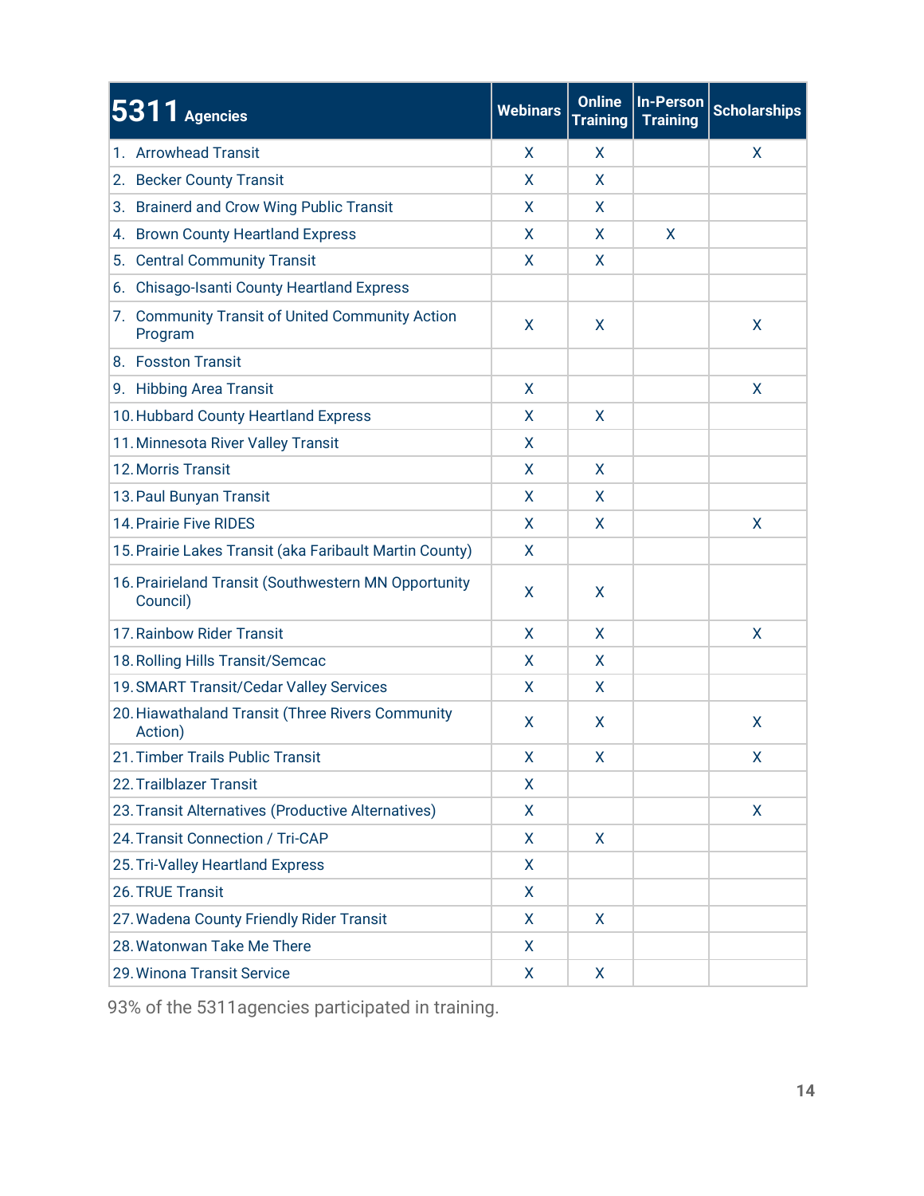| 5311 Agencies | Webinars | Online Training | In-Person Training | Scholarships |
|---|---|---|---|---|
| 1. Arrowhead Transit | X | X | | X |
| 2. Becker County Transit | X | X | | |
| 3. Brainerd and Crow Wing Public Transit | X | X | | |
| 4. Brown County Heartland Express | X | X | X | |
| 5. Central Community Transit | X | X | | |
| 6. Chisago-Isanti County Heartland Express | | | | |
| 7. Community Transit of United Community Action Program | X | X | | X |
| 8. Fosston Transit | | | | |
| 9. Hibbing Area Transit | X | | | X |
| 10. Hubbard County Heartland Express | X | X | | |
| 11. Minnesota River Valley Transit | X | | | |
| 12. Morris Transit | X | X | | |
| 13. Paul Bunyan Transit | X | X | | |
| 14. Prairie Five RIDES | X | X | | X |
| 15. Prairie Lakes Transit (aka Faribault Martin County) | X | | | |
| 16. Prairieland Transit (Southwestern MN Opportunity Council) | X | X | | |
| 17. Rainbow Rider Transit | X | X | | X |
| 18. Rolling Hills Transit/Semcac | X | X | | |
| 19. SMART Transit/Cedar Valley Services | X | X | | |
| 20. Hiawathaland Transit (Three Rivers Community Action) | X | X | | X |
| 21. Timber Trails Public Transit | X | X | | X |
| 22. Trailblazer Transit | X | | | |
| 23. Transit Alternatives (Productive Alternatives) | X | | | X |
| 24. Transit Connection / Tri-CAP | X | X | | |
| 25. Tri-Valley Heartland Express | X | | | |
| 26. TRUE Transit | X | | | |
| 27. Wadena County Friendly Rider Transit | X | X | | |
| 28. Watonwan Take Me There | X | | | |
| 29. Winona Transit Service | X | X | | |

93% of the 5311agencies participated in training.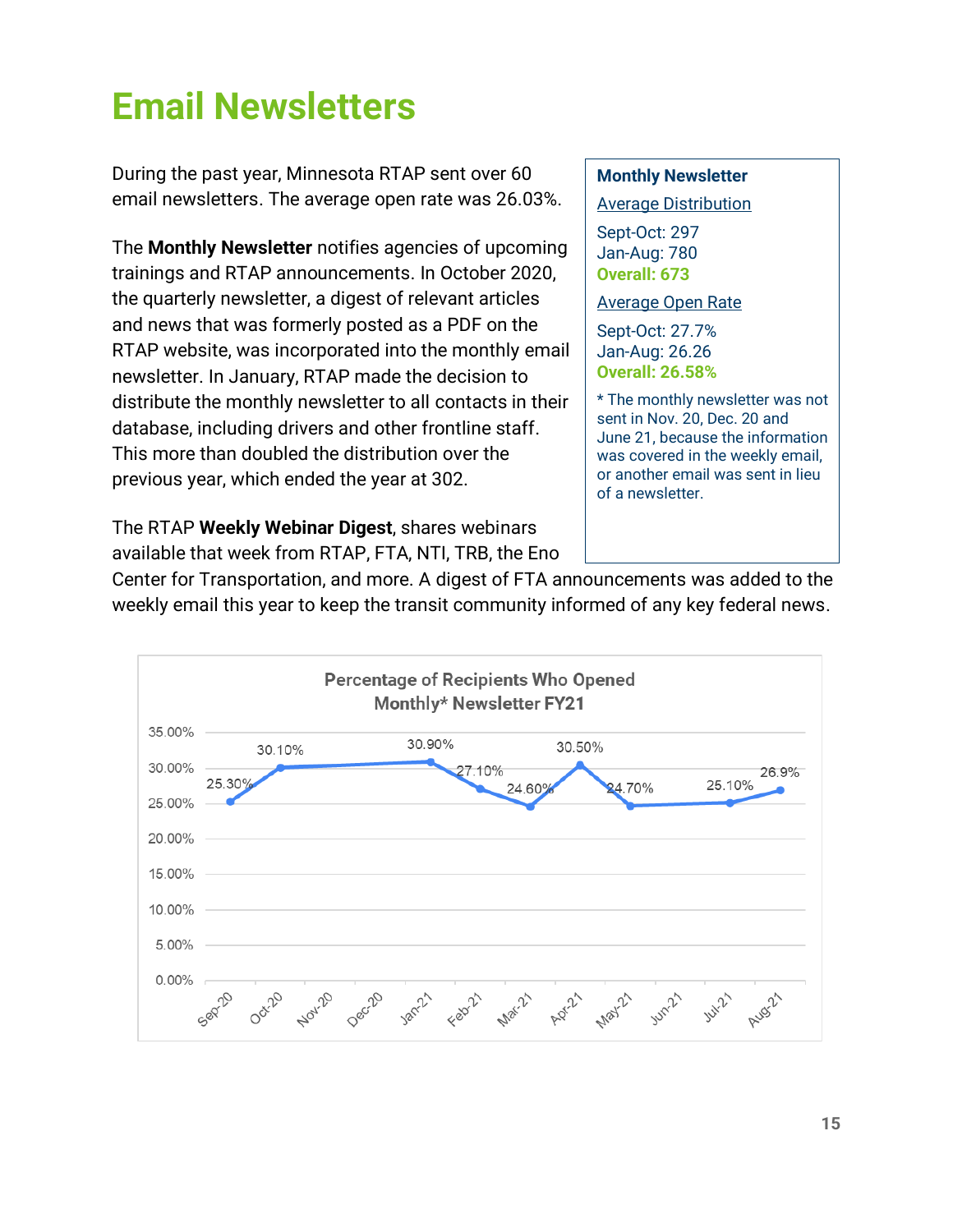# Email Newsletters

During the past year, Minnesota RTAP sent over 60 email newsletters. The average open rate was 26.03%.

The **Monthly Newsletter** notifies agencies of upcoming trainings and RTAP announcements. In October 2020, the quarterly newsletter, a digest of relevant articles and news that was formerly posted as a PDF on the RTAP website, was incorporated into the monthly email newsletter. In January, RTAP made the decision to distribute the monthly newsletter to all contacts in their database, including drivers and other frontline staff. This more than doubled the distribution over the previous year, which ended the year at 302.

The RTAP **Weekly Webinar Digest**, shares webinars available that week from RTAP, FTA, NTI, TRB, the Eno Center for Transportation, and more. A digest of FTA announcements was added to the weekly email this year to keep the transit community informed of any key federal news.

**Monthly Newsletter**

Average Distribution

Sept-Oct: 297
Jan-Aug: 780
**Overall: 673**

Average Open Rate

Sept-Oct: 27.7%
Jan-Aug: 26.26
**Overall: 26.58%**

* The monthly newsletter was not sent in Nov. 20, Dec. 20 and June 21, because the information was covered in the weekly email, or another email was sent in lieu of a newsletter.

**Percentage of Recipients Who Opened Monthly* Newsletter FY21**

| Month | Open Rate |
| --- | --- |
| Sep-20 | 25.30% |
| Oct-20 | 30.10% |
| Nov-20 | |
| Dec-20 | |
| Jan-21 | 30.90% |
| Feb-21 | 27.10% |
| Mar-21 | 24.60% |
| Apr-21 | 30.50% |
| May-21 | 24.70% |
| Jun-21 | |
| Jul-21 | 25.10% |
| Aug-21 | 26.9% |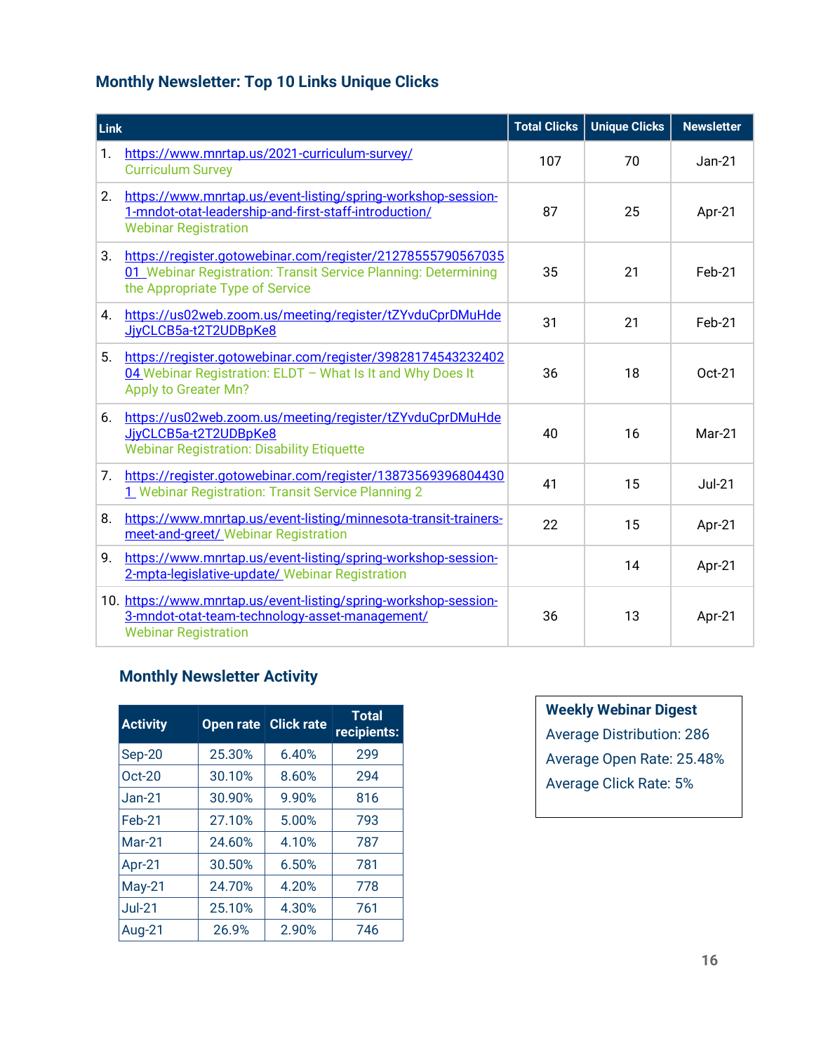## Monthly Newsletter: Top 10 Links Unique Clicks

| Link | Total Clicks | Unique Clicks | Newsletter |
|---|---|---|---|
| 1. https://www.mnrtap.us/2021-curriculum-survey/ Curriculum Survey | 107 | 70 | Jan-21 |
| 2. https://www.mnrtap.us/event-listing/spring-workshop-session-1-mndot-otat-leadership-and-first-staff-introduction/ Webinar Registration | 87 | 25 | Apr-21 |
| 3. https://register.gotowebinar.com/register/2127855579056703501 Webinar Registration: Transit Service Planning: Determining the Appropriate Type of Service | 35 | 21 | Feb-21 |
| 4. https://us02web.zoom.us/meeting/register/tZYvduCprDMuHdeJjyCLCB5a-t2T2UDBpKe8 | 31 | 21 | Feb-21 |
| 5. https://register.gotowebinar.com/register/3982817454323240204 Webinar Registration: ELDT – What Is It and Why Does It Apply to Greater Mn? | 36 | 18 | Oct-21 |
| 6. https://us02web.zoom.us/meeting/register/tZYvduCprDMuHdeJjyCLCB5a-t2T2UDBpKe8 Webinar Registration: Disability Etiquette | 40 | 16 | Mar-21 |
| 7. https://register.gotowebinar.com/register/138735693968044301 Webinar Registration: Transit Service Planning 2 | 41 | 15 | Jul-21 |
| 8. https://www.mnrtap.us/event-listing/minnesota-transit-trainers-meet-and-greet/ Webinar Registration | 22 | 15 | Apr-21 |
| 9. https://www.mnrtap.us/event-listing/spring-workshop-session-2-mpta-legislative-update/ Webinar Registration | | 14 | Apr-21 |
| 10. https://www.mnrtap.us/event-listing/spring-workshop-session-3-mndot-otat-team-technology-asset-management/ Webinar Registration | 36 | 13 | Apr-21 |

## Monthly Newsletter Activity

| Activity | Open rate | Click rate | Total recipients: |
|---|---|---|---|
| Sep-20 | 25.30% | 6.40% | 299 |
| Oct-20 | 30.10% | 8.60% | 294 |
| Jan-21 | 30.90% | 9.90% | 816 |
| Feb-21 | 27.10% | 5.00% | 793 |
| Mar-21 | 24.60% | 4.10% | 787 |
| Apr-21 | 30.50% | 6.50% | 781 |
| May-21 | 24.70% | 4.20% | 778 |
| Jul-21 | 25.10% | 4.30% | 761 |
| Aug-21 | 26.9% | 2.90% | 746 |

**Weekly Webinar Digest**

Average Distribution: 286

Average Open Rate: 25.48%

Average Click Rate: 5%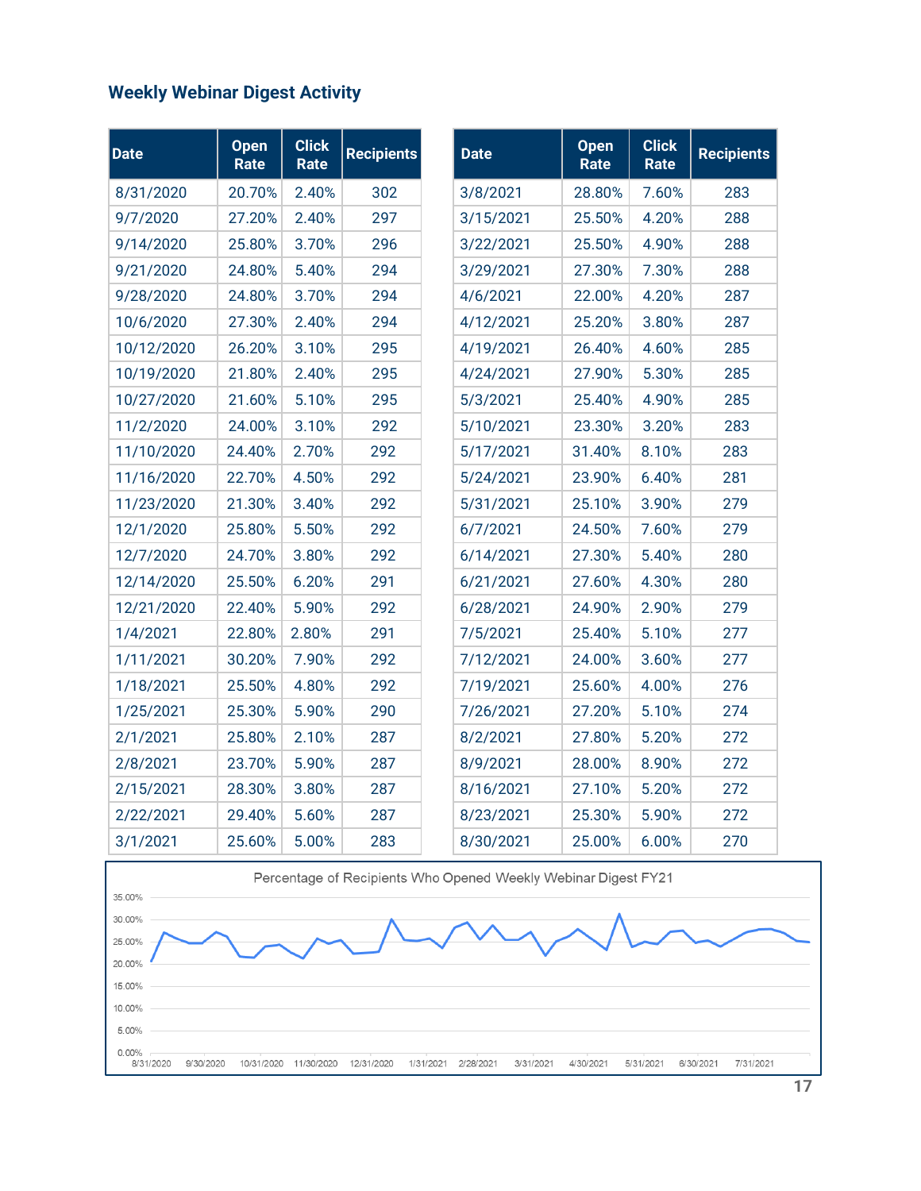### Weekly Webinar Digest Activity

| Date | Open Rate | Click Rate | Recipients |
|---|---|---|---|
| 8/31/2020 | 20.70% | 2.40% | 302 |
| 9/7/2020 | 27.20% | 2.40% | 297 |
| 9/14/2020 | 25.80% | 3.70% | 296 |
| 9/21/2020 | 24.80% | 5.40% | 294 |
| 9/28/2020 | 24.80% | 3.70% | 294 |
| 10/6/2020 | 27.30% | 2.40% | 294 |
| 10/12/2020 | 26.20% | 3.10% | 295 |
| 10/19/2020 | 21.80% | 2.40% | 295 |
| 10/27/2020 | 21.60% | 5.10% | 295 |
| 11/2/2020 | 24.00% | 3.10% | 292 |
| 11/10/2020 | 24.40% | 2.70% | 292 |
| 11/16/2020 | 22.70% | 4.50% | 292 |
| 11/23/2020 | 21.30% | 3.40% | 292 |
| 12/1/2020 | 25.80% | 5.50% | 292 |
| 12/7/2020 | 24.70% | 3.80% | 292 |
| 12/14/2020 | 25.50% | 6.20% | 291 |
| 12/21/2020 | 22.40% | 5.90% | 292 |
| 1/4/2021 | 22.80% | 2.80% | 291 |
| 1/11/2021 | 30.20% | 7.90% | 292 |
| 1/18/2021 | 25.50% | 4.80% | 292 |
| 1/25/2021 | 25.30% | 5.90% | 290 |
| 2/1/2021 | 25.80% | 2.10% | 287 |
| 2/8/2021 | 23.70% | 5.90% | 287 |
| 2/15/2021 | 28.30% | 3.80% | 287 |
| 2/22/2021 | 29.40% | 5.60% | 287 |
| 3/1/2021 | 25.60% | 5.00% | 283 |
| 3/8/2021 | 28.80% | 7.60% | 283 |
| 3/15/2021 | 25.50% | 4.20% | 288 |
| 3/22/2021 | 25.50% | 4.90% | 288 |
| 3/29/2021 | 27.30% | 7.30% | 288 |
| 4/6/2021 | 22.00% | 4.20% | 287 |
| 4/12/2021 | 25.20% | 3.80% | 287 |
| 4/19/2021 | 26.40% | 4.60% | 285 |
| 4/24/2021 | 27.90% | 5.30% | 285 |
| 5/3/2021 | 25.40% | 4.90% | 285 |
| 5/10/2021 | 23.30% | 3.20% | 283 |
| 5/17/2021 | 31.40% | 8.10% | 283 |
| 5/24/2021 | 23.90% | 6.40% | 281 |
| 5/31/2021 | 25.10% | 3.90% | 279 |
| 6/7/2021 | 24.50% | 7.60% | 279 |
| 6/14/2021 | 27.30% | 5.40% | 280 |
| 6/21/2021 | 27.60% | 4.30% | 280 |
| 6/28/2021 | 24.90% | 2.90% | 279 |
| 7/5/2021 | 25.40% | 5.10% | 277 |
| 7/12/2021 | 24.00% | 3.60% | 277 |
| 7/19/2021 | 25.60% | 4.00% | 276 |
| 7/26/2021 | 27.20% | 5.10% | 274 |
| 8/2/2021 | 27.80% | 5.20% | 272 |
| 8/9/2021 | 28.00% | 8.90% | 272 |
| 8/16/2021 | 27.10% | 5.20% | 272 |
| 8/23/2021 | 25.30% | 5.90% | 272 |
| 8/30/2021 | 25.00% | 6.00% | 270 |

Percentage of Recipients Who Opened Weekly Webinar Digest FY21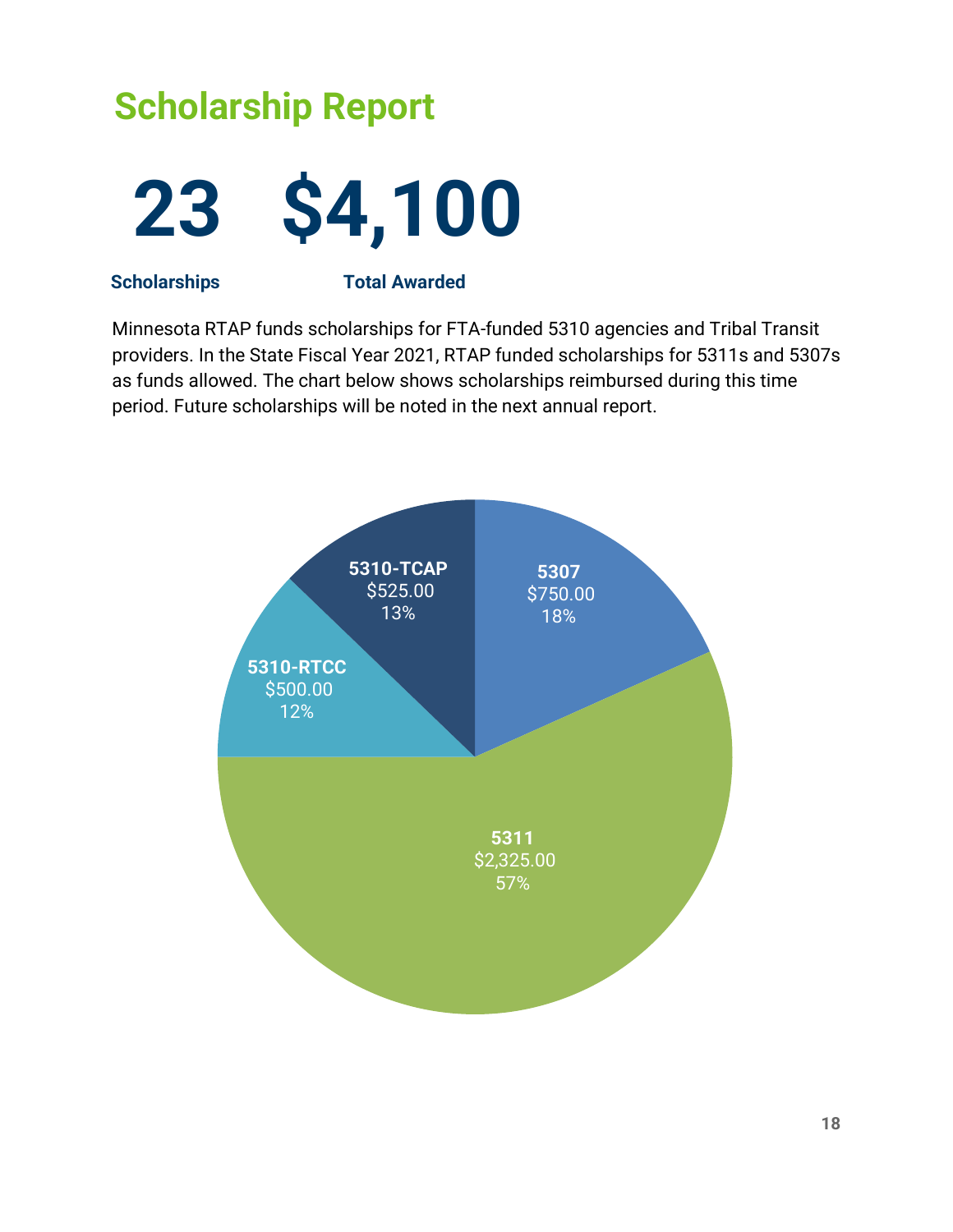# Scholarship Report

**23** Scholarships

**$4,100** Total Awarded

Minnesota RTAP funds scholarships for FTA-funded 5310 agencies and Tribal Transit providers. In the State Fiscal Year 2021, RTAP funded scholarships for 5311s and 5307s as funds allowed. The chart below shows scholarships reimbursed during this time period. Future scholarships will be noted in the next annual report.

| Category | Amount | Percent |
|---|---|---|
| 5307 | $750.00 | 18% |
| 5311 | $2,325.00 | 57% |
| 5310-RTCC | $500.00 | 12% |
| 5310-TCAP | $525.00 | 13% |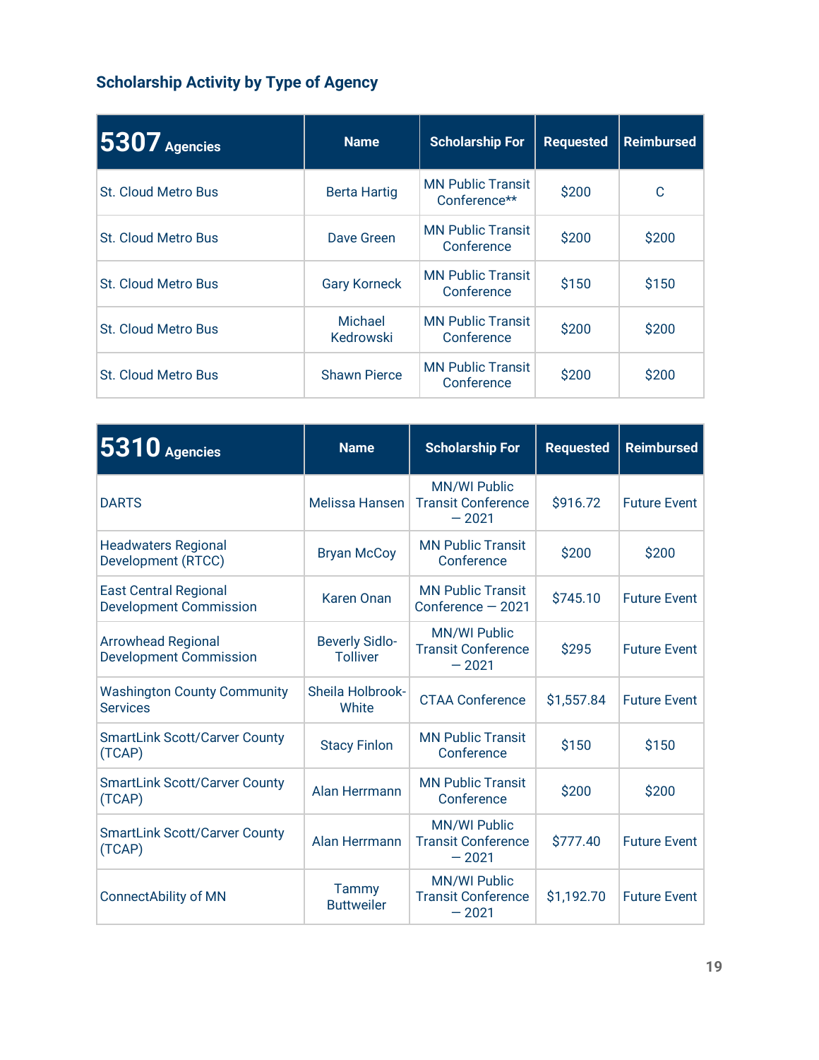## Scholarship Activity by Type of Agency

| 5307 Agencies | Name | Scholarship For | Requested | Reimbursed |
|---|---|---|---|---|
| St. Cloud Metro Bus | Berta Hartig | MN Public Transit Conference** | $200 | C |
| St. Cloud Metro Bus | Dave Green | MN Public Transit Conference | $200 | $200 |
| St. Cloud Metro Bus | Gary Korneck | MN Public Transit Conference | $150 | $150 |
| St. Cloud Metro Bus | Michael Kedrowski | MN Public Transit Conference | $200 | $200 |
| St. Cloud Metro Bus | Shawn Pierce | MN Public Transit Conference | $200 | $200 |

| 5310 Agencies | Name | Scholarship For | Requested | Reimbursed |
|---|---|---|---|---|
| DARTS | Melissa Hansen | MN/WI Public Transit Conference — 2021 | $916.72 | Future Event |
| Headwaters Regional Development (RTCC) | Bryan McCoy | MN Public Transit Conference | $200 | $200 |
| East Central Regional Development Commission | Karen Onan | MN Public Transit Conference — 2021 | $745.10 | Future Event |
| Arrowhead Regional Development Commission | Beverly Sidlo-Tolliver | MN/WI Public Transit Conference — 2021 | $295 | Future Event |
| Washington County Community Services | Sheila Holbrook-White | CTAA Conference | $1,557.84 | Future Event |
| SmartLink Scott/Carver County (TCAP) | Stacy Finlon | MN Public Transit Conference | $150 | $150 |
| SmartLink Scott/Carver County (TCAP) | Alan Herrmann | MN Public Transit Conference | $200 | $200 |
| SmartLink Scott/Carver County (TCAP) | Alan Herrmann | MN/WI Public Transit Conference — 2021 | $777.40 | Future Event |
| ConnectAbility of MN | Tammy Buttweiler | MN/WI Public Transit Conference — 2021 | $1,192.70 | Future Event |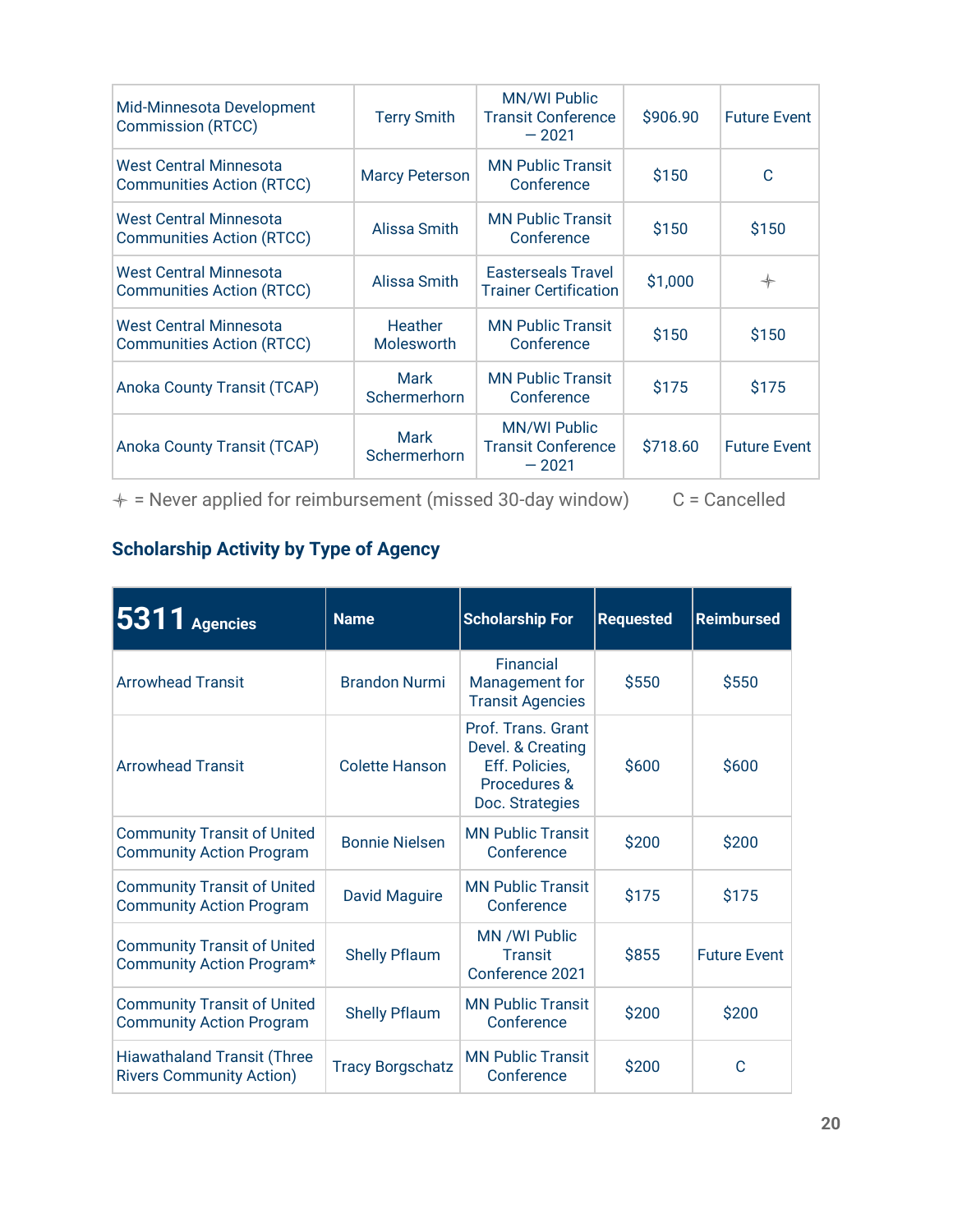| | | | | |
|---|---|---|---|---|
| Mid-Minnesota Development Commission (RTCC) | Terry Smith | MN/WI Public Transit Conference — 2021 | $906.90 | Future Event |
| West Central Minnesota Communities Action (RTCC) | Marcy Peterson | MN Public Transit Conference | $150 | C |
| West Central Minnesota Communities Action (RTCC) | Alissa Smith | MN Public Transit Conference | $150 | $150 |
| West Central Minnesota Communities Action (RTCC) | Alissa Smith | Easterseals Travel Trainer Certification | $1,000 | ✦ |
| West Central Minnesota Communities Action (RTCC) | Heather Molesworth | MN Public Transit Conference | $150 | $150 |
| Anoka County Transit (TCAP) | Mark Schermerhorn | MN Public Transit Conference | $175 | $175 |
| Anoka County Transit (TCAP) | Mark Schermerhorn | MN/WI Public Transit Conference — 2021 | $718.60 | Future Event |

✦ = Never applied for reimbursement (missed 30-day window) C = Cancelled

### Scholarship Activity by Type of Agency

| 5311 Agencies | Name | Scholarship For | Requested | Reimbursed |
|---|---|---|---|---|
| Arrowhead Transit | Brandon Nurmi | Financial Management for Transit Agencies | $550 | $550 |
| Arrowhead Transit | Colette Hanson | Prof. Trans. Grant Devel. & Creating Eff. Policies, Procedures & Doc. Strategies | $600 | $600 |
| Community Transit of United Community Action Program | Bonnie Nielsen | MN Public Transit Conference | $200 | $200 |
| Community Transit of United Community Action Program | David Maguire | MN Public Transit Conference | $175 | $175 |
| Community Transit of United Community Action Program* | Shelly Pflaum | MN /WI Public Transit Conference 2021 | $855 | Future Event |
| Community Transit of United Community Action Program | Shelly Pflaum | MN Public Transit Conference | $200 | $200 |
| Hiawathaland Transit (Three Rivers Community Action) | Tracy Borgschatz | MN Public Transit Conference | $200 | C |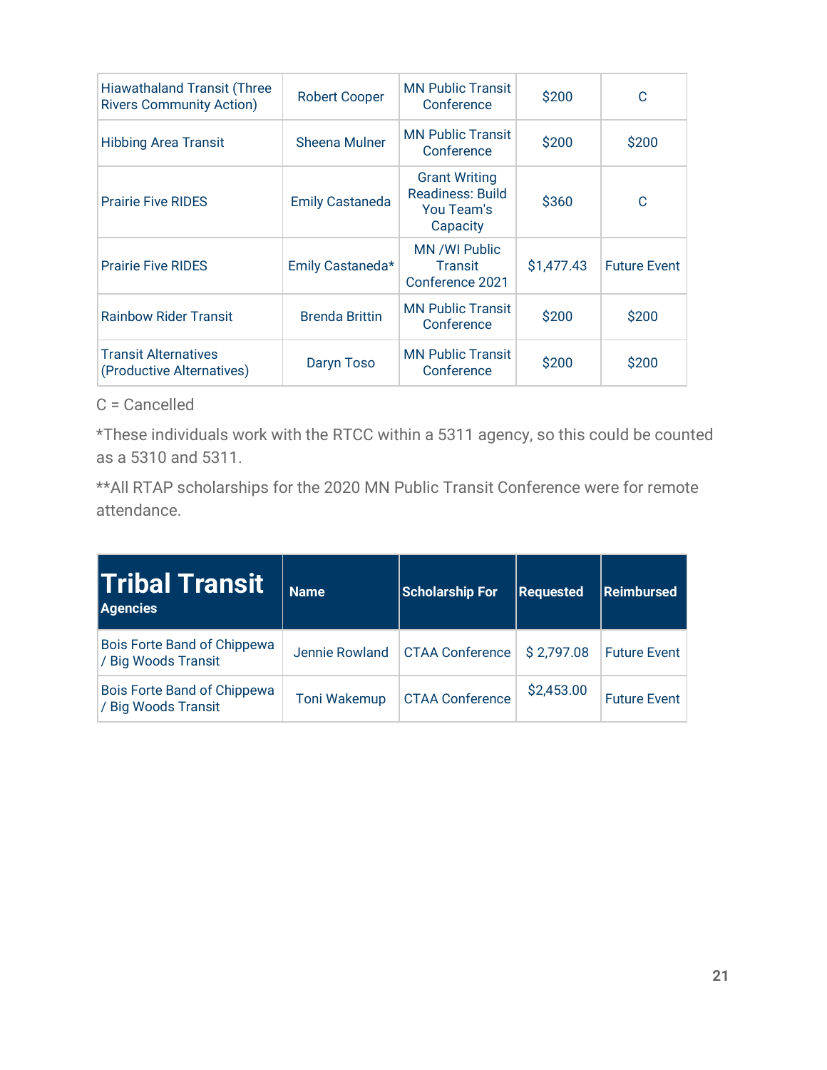| | | | | |
|---|---|---|---|---|
| Hiawathaland Transit (Three Rivers Community Action) | Robert Cooper | MN Public Transit Conference | $200 | C |
| Hibbing Area Transit | Sheena Mulner | MN Public Transit Conference | $200 | $200 |
| Prairie Five RIDES | Emily Castaneda | Grant Writing Readiness: Build You Team's Capacity | $360 | C |
| Prairie Five RIDES | Emily Castaneda* | MN /WI Public Transit Conference 2021 | $1,477.43 | Future Event |
| Rainbow Rider Transit | Brenda Brittin | MN Public Transit Conference | $200 | $200 |
| Transit Alternatives (Productive Alternatives) | Daryn Toso | MN Public Transit Conference | $200 | $200 |

C = Cancelled

*These individuals work with the RTCC within a 5311 agency, so this could be counted as a 5310 and 5311.

**All RTAP scholarships for the 2020 MN Public Transit Conference were for remote attendance.

| **Tribal Transit** Agencies | Name | Scholarship For | Requested | Reimbursed |
|---|---|---|---|---|
| Bois Forte Band of Chippewa / Big Woods Transit | Jennie Rowland | CTAA Conference | $ 2,797.08 | Future Event |
| Bois Forte Band of Chippewa / Big Woods Transit | Toni Wakemup | CTAA Conference | $2,453.00 | Future Event |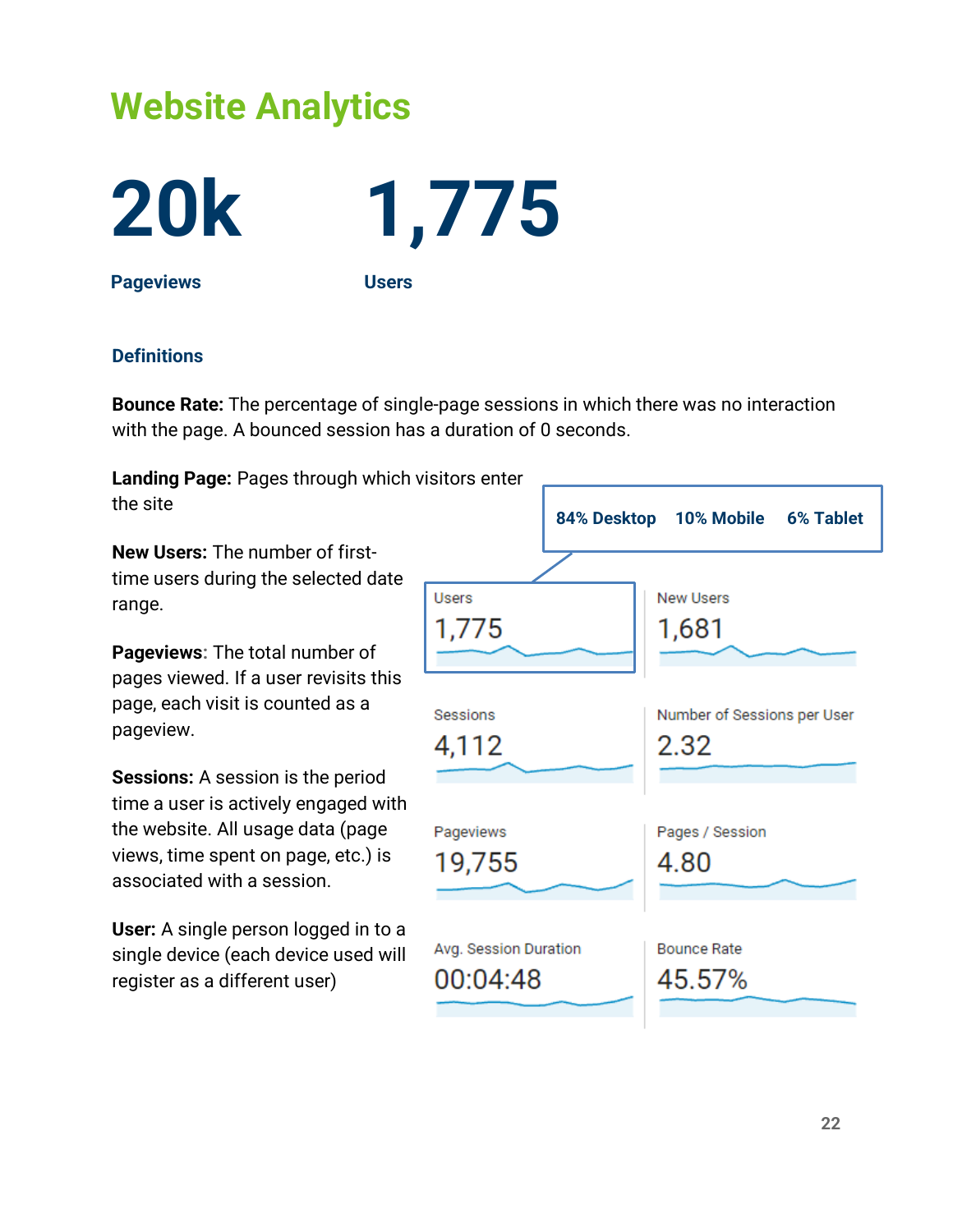# Website Analytics

**20k**

**Pageviews**

**1,775**

**Users**

### Definitions

**Bounce Rate:** The percentage of single-page sessions in which there was no interaction with the page. A bounced session has a duration of 0 seconds.

**Landing Page:** Pages through which visitors enter the site

**New Users:** The number of first-time users during the selected date range.

**Pageviews**: The total number of pages viewed. If a user revisits this page, each visit is counted as a pageview.

**Sessions:** A session is the period time a user is actively engaged with the website. All usage data (page views, time spent on page, etc.) is associated with a session.

**User:** A single person logged in to a single device (each device used will register as a different user)

**84% Desktop** **10% Mobile** **6% Tablet**

| Metric | Value |
| --- | --- |
| Users | 1,775 |
| New Users | 1,681 |
| Sessions | 4,112 |
| Number of Sessions per User | 2.32 |
| Pageviews | 19,755 |
| Pages / Session | 4.80 |
| Avg. Session Duration | 00:04:48 |
| Bounce Rate | 45.57% |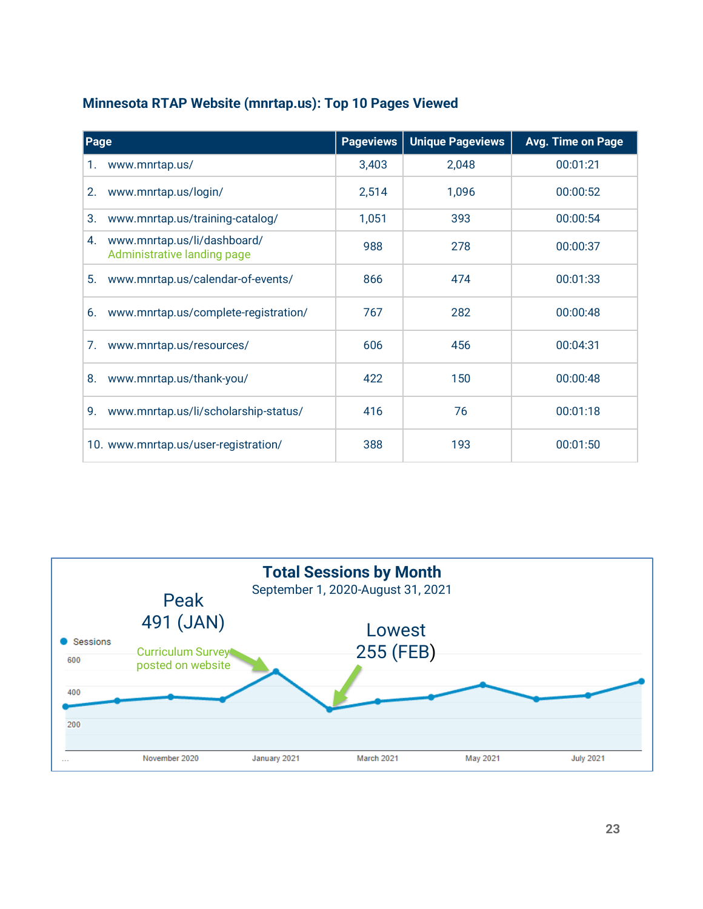### Minnesota RTAP Website (mnrtap.us): Top 10 Pages Viewed

| Page | Pageviews | Unique Pageviews | Avg. Time on Page |
|---|---|---|---|
| 1. www.mnrtap.us/ | 3,403 | 2,048 | 00:01:21 |
| 2. www.mnrtap.us/login/ | 2,514 | 1,096 | 00:00:52 |
| 3. www.mnrtap.us/training-catalog/ | 1,051 | 393 | 00:00:54 |
| 4. www.mnrtap.us/li/dashboard/ Administrative landing page | 988 | 278 | 00:00:37 |
| 5. www.mnrtap.us/calendar-of-events/ | 866 | 474 | 00:01:33 |
| 6. www.mnrtap.us/complete-registration/ | 767 | 282 | 00:00:48 |
| 7. www.mnrtap.us/resources/ | 606 | 456 | 00:04:31 |
| 8. www.mnrtap.us/thank-you/ | 422 | 150 | 00:00:48 |
| 9. www.mnrtap.us/li/scholarship-status/ | 416 | 76 | 00:01:18 |
| 10. www.mnrtap.us/user-registration/ | 388 | 193 | 00:01:50 |

**Total Sessions by Month**

September 1, 2020-August 31, 2021

Peak 491 (JAN)

Curriculum Survey posted on website

Lowest 255 (FEB)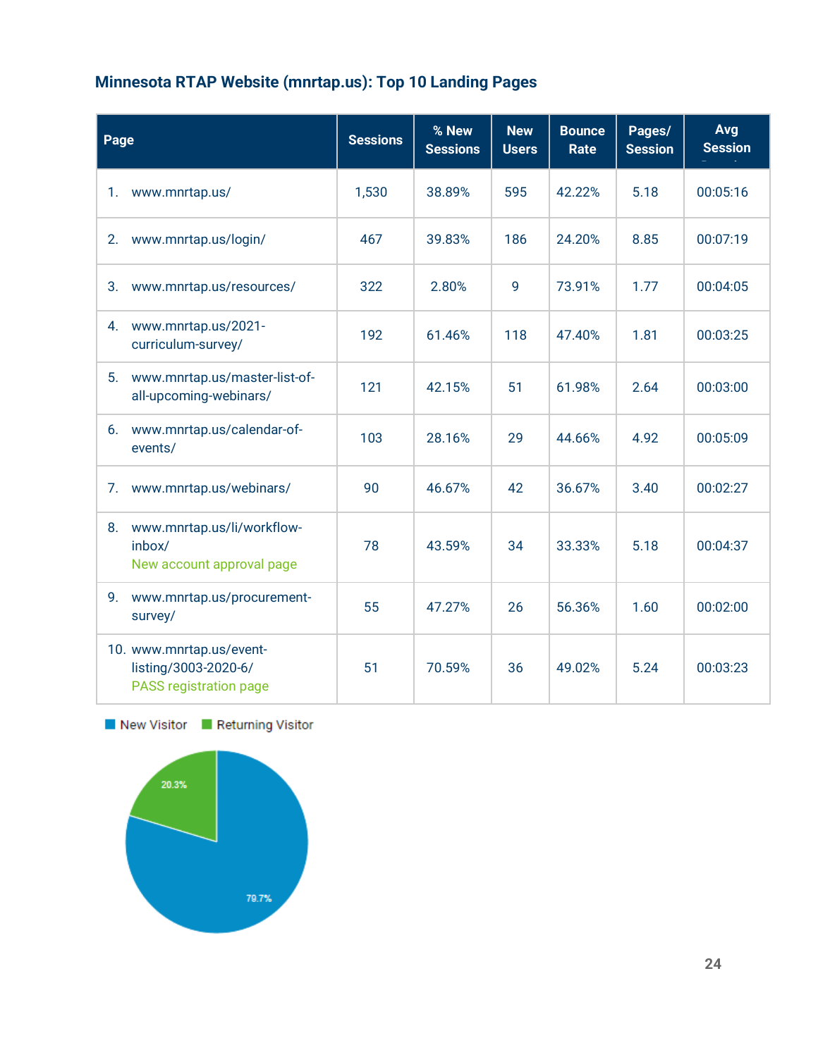### Minnesota RTAP Website (mnrtap.us): Top 10 Landing Pages

| Page | Sessions | % New Sessions | New Users | Bounce Rate | Pages/ Session | Avg Session |
|---|---|---|---|---|---|---|
| 1. www.mnrtap.us/ | 1,530 | 38.89% | 595 | 42.22% | 5.18 | 00:05:16 |
| 2. www.mnrtap.us/login/ | 467 | 39.83% | 186 | 24.20% | 8.85 | 00:07:19 |
| 3. www.mnrtap.us/resources/ | 322 | 2.80% | 9 | 73.91% | 1.77 | 00:04:05 |
| 4. www.mnrtap.us/2021-curriculum-survey/ | 192 | 61.46% | 118 | 47.40% | 1.81 | 00:03:25 |
| 5. www.mnrtap.us/master-list-of-all-upcoming-webinars/ | 121 | 42.15% | 51 | 61.98% | 2.64 | 00:03:00 |
| 6. www.mnrtap.us/calendar-of-events/ | 103 | 28.16% | 29 | 44.66% | 4.92 | 00:05:09 |
| 7. www.mnrtap.us/webinars/ | 90 | 46.67% | 42 | 36.67% | 3.40 | 00:02:27 |
| 8. www.mnrtap.us/li/workflow-inbox/ New account approval page | 78 | 43.59% | 34 | 33.33% | 5.18 | 00:04:37 |
| 9. www.mnrtap.us/procurement-survey/ | 55 | 47.27% | 26 | 56.36% | 1.60 | 00:02:00 |
| 10. www.mnrtap.us/event-listing/3003-2020-6/ PASS registration page | 51 | 70.59% | 36 | 49.02% | 5.24 | 00:03:23 |

New Visitor 79.7%
Returning Visitor 20.3%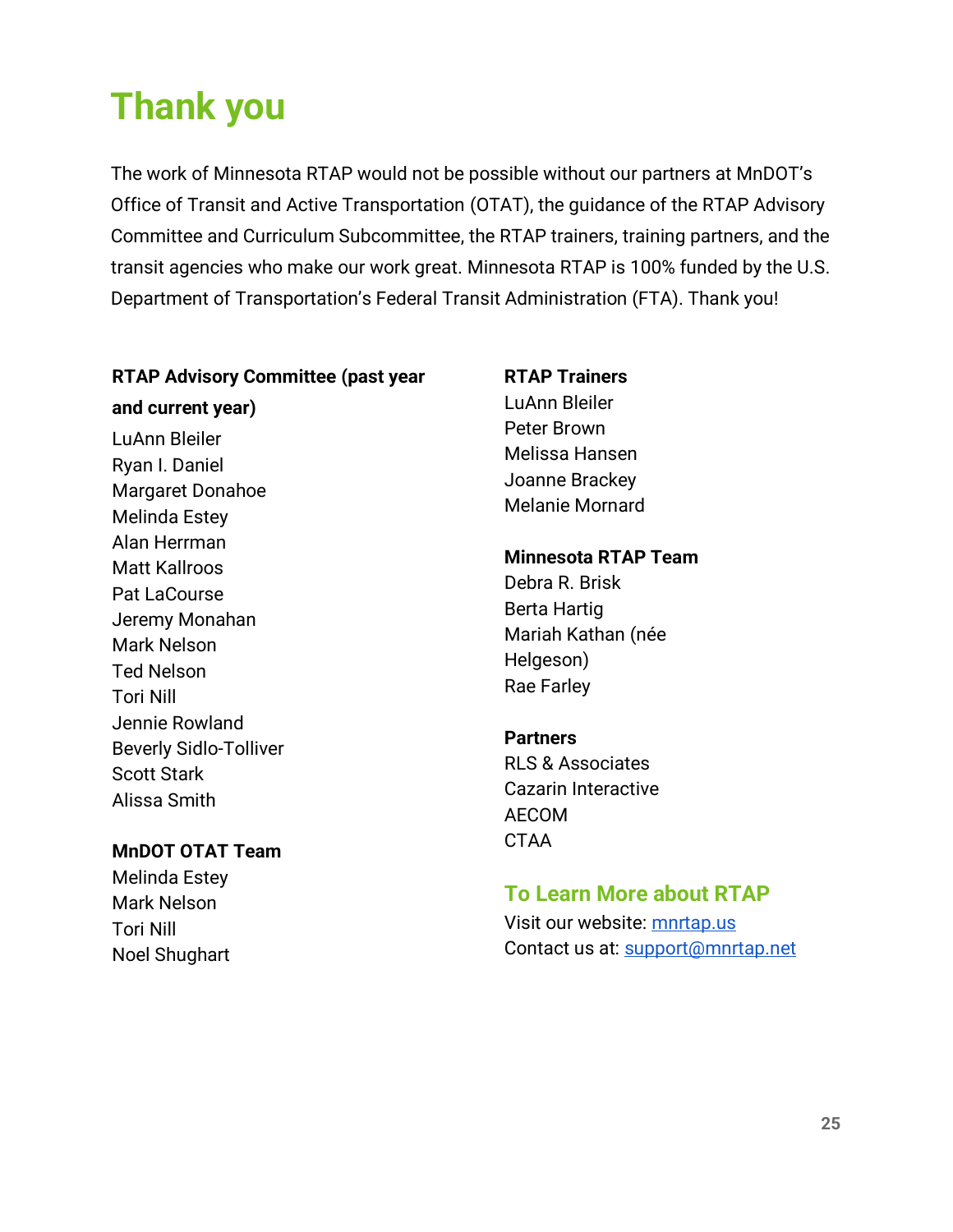# Thank you

The work of Minnesota RTAP would not be possible without our partners at MnDOT's Office of Transit and Active Transportation (OTAT), the guidance of the RTAP Advisory Committee and Curriculum Subcommittee, the RTAP trainers, training partners, and the transit agencies who make our work great. Minnesota RTAP is 100% funded by the U.S. Department of Transportation's Federal Transit Administration (FTA). Thank you!

**RTAP Advisory Committee (past year and current year)**

LuAnn Bleiler
Ryan I. Daniel
Margaret Donahoe
Melinda Estey
Alan Herrman
Matt Kallroos
Pat LaCourse
Jeremy Monahan
Mark Nelson
Ted Nelson
Tori Nill
Jennie Rowland
Beverly Sidlo-Tolliver
Scott Stark
Alissa Smith

**MnDOT OTAT Team**

Melinda Estey
Mark Nelson
Tori Nill
Noel Shughart

**RTAP Trainers**

LuAnn Bleiler
Peter Brown
Melissa Hansen
Joanne Brackey
Melanie Mornard

**Minnesota RTAP Team**

Debra R. Brisk
Berta Hartig
Mariah Kathan (née Helgeson)
Rae Farley

**Partners**

RLS & Associates
Cazarin Interactive
AECOM
CTAA

## To Learn More about RTAP

Visit our website: mnrtap.us
Contact us at: support@mnrtap.net